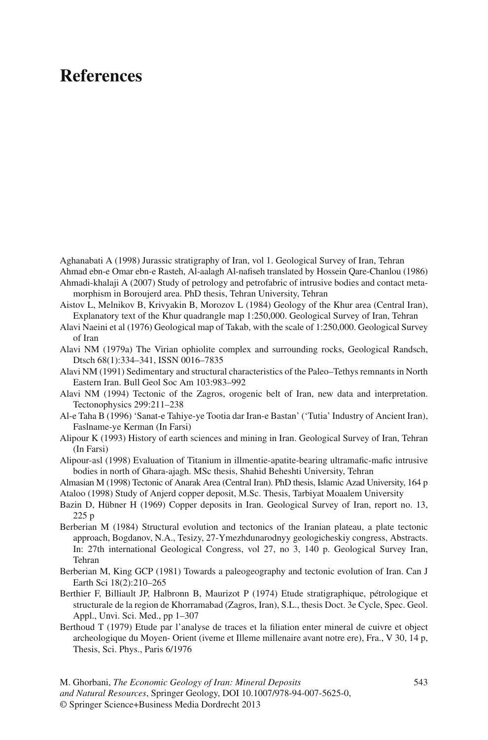# References

Aghanabati A (1998) Jurassic stratigraphy of Iran, vol 1. Geological Survey of Iran, Tehran

Ahmad ebn-e Omar ebn-e Rasteh, Al-aalagh Al-nafiseh translated by Hossein Qare-Chanlou (1986)

Ahmadi-khalaji A (2007) Study of petrology and petrofabric of intrusive bodies and contact metamorphism in Boroujerd area. PhD thesis, Tehran University, Tehran

Aistov L, Melnikov B, Krivyakin B, Morozov L (1984) Geology of the Khur area (Central Iran), Explanatory text of the Khur quadrangle map 1:250,000. Geological Survey of Iran, Tehran

Alavi Naeini et al (1976) Geological map of Takab, with the scale of 1:250,000. Geological Survey of Iran

Alavi NM (1979a) The Virian ophiolite complex and surrounding rocks, Geological Randsch, Dtsch 68(1):334–341, ISSN 0016–7835

Alavi NM (1991) Sedimentary and structural characteristics of the Paleo–Tethys remnants in North Eastern Iran. Bull Geol Soc Am 103:983–992

Alavi NM (1994) Tectonic of the Zagros, orogenic belt of Iran, new data and interpretation. Tectonophysics 299:211–238

Al-e Taha B (1996) 'Sanat-e Tahiye-ye Tootia dar Iran-e Bastan' ('Tutia' Industry of Ancient Iran), Faslname-ye Kerman (In Farsi)

Alipour K (1993) History of earth sciences and mining in Iran. Geological Survey of Iran, Tehran (In Farsi)

Alipour-asl (1998) Evaluation of Titanium in illmentie-apatite-bearing ultramafic-mafic intrusive bodies in north of Ghara-ajagh. MSc thesis, Shahid Beheshti University, Tehran

Almasian M (1998) Tectonic of Anarak Area (Central Iran). PhD thesis, Islamic Azad University, 164 p

Ataloo (1998) Study of Anjerd copper deposit, M.Sc. Thesis, Tarbiyat Moaalem University

Bazin D, Hübner H (1969) Copper deposits in Iran. Geological Survey of Iran, report no. 13, 225 p

Berberian M (1984) Structural evolution and tectonics of the Iranian plateau, a plate tectonic approach, Bogdanov, N.A., Tesizy, 27-Ymezhdunarodnyy geologicheskiy congress, Abstracts. In: 27th international Geological Congress, vol 27, no 3, 140 p. Geological Survey Iran, Tehran

Berberian M, King GCP (1981) Towards a paleogeography and tectonic evolution of Iran. Can J Earth Sci 18(2):210–265

Berthier F, Billiault JP, Halbronn B, Maurizot P (1974) Etude stratigraphique, pétrologique et structurale de la region de Khorramabad (Zagros, Iran), S.L., thesis Doct. 3e Cycle, Spec. Geol. Appl., Unvi. Sci. Med., pp 1–307

Berthoud T (1979) Etude par l'analyse de traces et la filiation enter mineral de cuivre et object archeologique du Moyen- Orient (iveme et Illeme millenaire avant notre ere), Fra., V 30, 14 p, Thesis, Sci. Phys., Paris 6/1976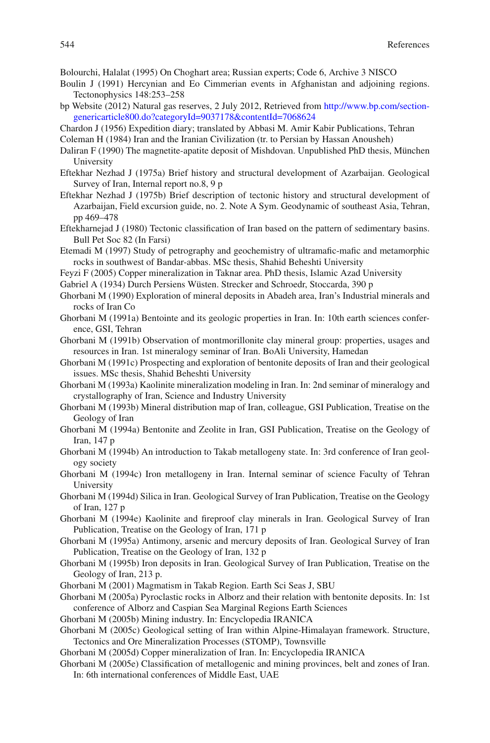Bolourchi, Halalat (1995) On Choghart area; Russian experts; Code 6, Archive 3 NISCO

Boulin J (1991) Hercynian and Eo Cimmerian events in Afghanistan and adjoining regions. Tectonophysics 148:253–258

bp Website (2012) Natural gas reserves, 2 July 2012, Retrieved from http://www.bp.com/sectiongenericarticle800.do?categoryId=9037178&contentId=7068624

Chardon J (1956) Expedition diary; translated by Abbasi M. Amir Kabir Publications, Tehran

Coleman H (1984) Iran and the Iranian Civilization (tr. to Persian by Hassan Anousheh)

Daliran F (1990) The magnetite-apatite deposit of Mishdovan. Unpublished PhD thesis, München University

Eftekhar Nezhad J (1975a) Brief history and structural development of Azarbaijan. Geological Survey of Iran, Internal report no.8, 9 p

Eftekhar Nezhad J (1975b) Brief description of tectonic history and structural development of Azarbaijan, Field excursion guide, no. 2. Note A Sym. Geodynamic of southeast Asia, Tehran, pp 469–478

Eftekharnejad J (1980) Tectonic classification of Iran based on the pattern of sedimentary basins. Bull Pet Soc 82 (In Farsi)

Etemadi M (1997) Study of petrography and geochemistry of ultramafic-mafic and metamorphic rocks in southwest of Bandar-abbas. MSc thesis, Shahid Beheshti University

Feyzi F (2005) Copper mineralization in Taknar area. PhD thesis, Islamic Azad University

Gabriel A (1934) Durch Persiens Wüsten. Strecker and Schroedr, Stoccarda, 390 p

Ghorbani M (1990) Exploration of mineral deposits in Abadeh area, Iran's Industrial minerals and rocks of Iran Co

Ghorbani M (1991a) Bentointe and its geologic properties in Iran. In: 10th earth sciences conference, GSI, Tehran

Ghorbani M (1991b) Observation of montmorillonite clay mineral group: properties, usages and resources in Iran. 1st mineralogy seminar of Iran. BoAli University, Hamedan

Ghorbani M (1991c) Prospecting and exploration of bentonite deposits of Iran and their geological issues. MSc thesis, Shahid Beheshti University

Ghorbani M (1993a) Kaolinite mineralization modeling in Iran. In: 2nd seminar of mineralogy and crystallography of Iran, Science and Industry University

Ghorbani M (1993b) Mineral distribution map of Iran, colleague, GSI Publication, Treatise on the Geology of Iran

Ghorbani M (1994a) Bentonite and Zeolite in Iran, GSI Publication, Treatise on the Geology of Iran, 147 p

Ghorbani M (1994b) An introduction to Takab metallogeny state. In: 3rd conference of Iran geology society

Ghorbani M (1994c) Iron metallogeny in Iran. Internal seminar of science Faculty of Tehran University

Ghorbani M (1994d) Silica in Iran. Geological Survey of Iran Publication, Treatise on the Geology of Iran, 127 p

Ghorbani M (1994e) Kaolinite and fireproof clay minerals in Iran. Geological Survey of Iran Publication, Treatise on the Geology of Iran, 171 p

Ghorbani M (1995a) Antimony, arsenic and mercury deposits of Iran. Geological Survey of Iran Publication, Treatise on the Geology of Iran, 132 p

Ghorbani M (1995b) Iron deposits in Iran. Geological Survey of Iran Publication, Treatise on the Geology of Iran, 213 p.

Ghorbani M (2001) Magmatism in Takab Region. Earth Sci Seas J, SBU

Ghorbani M (2005a) Pyroclastic rocks in Alborz and their relation with bentonite deposits. In: 1st conference of Alborz and Caspian Sea Marginal Regions Earth Sciences

Ghorbani M (2005b) Mining industry. In: Encyclopedia IRANICA

Ghorbani M (2005c) Geological setting of Iran within Alpine-Himalayan framework. Structure, Tectonics and Ore Mineralization Processes (STOMP), Townsville

Ghorbani M (2005d) Copper mineralization of Iran. In: Encyclopedia IRANICA

Ghorbani M (2005e) Classification of metallogenic and mining provinces, belt and zones of Iran. In: 6th international conferences of Middle East, UAE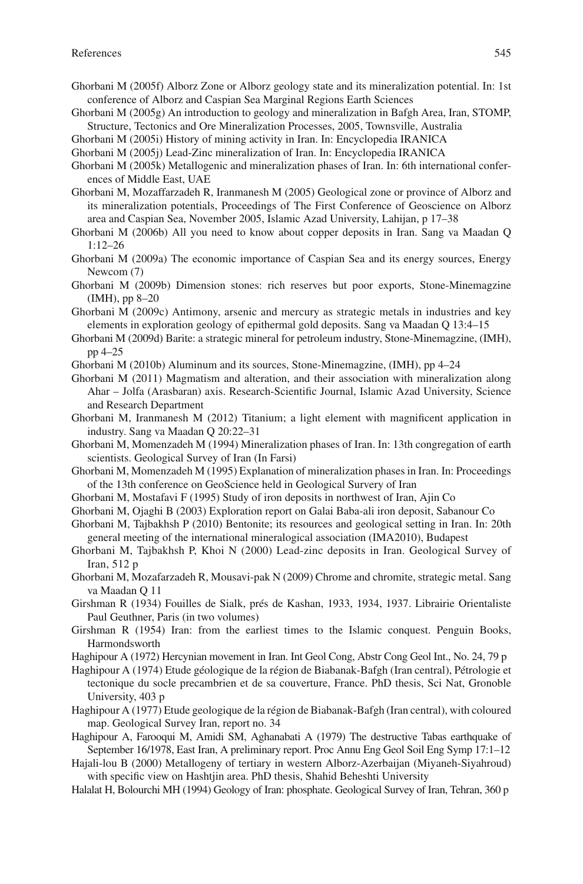Ghorbani M (2005f) Alborz Zone or Alborz geology state and its mineralization potential. In: 1st conference of Alborz and Caspian Sea Marginal Regions Earth Sciences

Ghorbani M (2005g) An introduction to geology and mineralization in Bafgh Area, Iran, STOMP, Structure, Tectonics and Ore Mineralization Processes, 2005, Townsville, Australia

Ghorbani M (2005i) History of mining activity in Iran. In: Encyclopedia IRANICA

Ghorbani M (2005j) Lead-Zinc mineralization of Iran. In: Encyclopedia IRANICA

Ghorbani M (2005k) Metallogenic and mineralization phases of Iran. In: 6th international conferences of Middle East, UAE

Ghorbani M, Mozaffarzadeh R, Iranmanesh M (2005) Geological zone or province of Alborz and its mineralization potentials, Proceedings of The First Conference of Geoscience on Alborz area and Caspian Sea, November 2005, Islamic Azad University, Lahijan, p 17–38

Ghorbani M (2006b) All you need to know about copper deposits in Iran. Sang va Maadan Q 1:12–26

Ghorbani M (2009a) The economic importance of Caspian Sea and its energy sources, Energy Newcom (7)

Ghorbani M (2009b) Dimension stones: rich reserves but poor exports, Stone-Minemagzine (IMH), pp 8–20

Ghorbani M (2009c) Antimony, arsenic and mercury as strategic metals in industries and key elements in exploration geology of epithermal gold deposits. Sang va Maadan Q 13:4–15

Ghorbani M (2009d) Barite: a strategic mineral for petroleum industry, Stone-Minemagzine, (IMH), pp 4–25

Ghorbani M (2010b) Aluminum and its sources, Stone-Minemagzine, (IMH), pp 4–24

Ghorbani M (2011) Magmatism and alteration, and their association with mineralization along Ahar – Jolfa (Arasbaran) axis. Research-Scientific Journal, Islamic Azad University, Science and Research Department

Ghorbani M, Iranmanesh M (2012) Titanium; a light element with magnificent application in industry. Sang va Maadan Q 20:22–31

Ghorbani M, Momenzadeh M (1994) Mineralization phases of Iran. In: 13th congregation of earth scientists. Geological Survey of Iran (In Farsi)

Ghorbani M, Momenzadeh M (1995) Explanation of mineralization phases in Iran. In: Proceedings of the 13th conference on GeoScience held in Geological Surverey of Iran

Ghorbani M, Mostafavi F (1995) Study of iron deposits in northwest of Iran, Ajin Co

Ghorbani M, Ojaghi B (2003) Exploration report on Galai Baba-ali iron deposit, Sabanour Co

Ghorbani M, Tajbakhsh P (2010) Bentonite; its resources and geological setting in Iran. In: 20th general meeting of the international mineralogical association (IMA2010), Budapest

Ghorbani M, Tajbakhsh P, Khoi N (2000) Lead-zinc deposits in Iran. Geological Survey of Iran, 512 p

Ghorbani M, Mozafarzadeh R, Mousavi-pak N (2009) Chrome and chromite, strategic metal. Sang va Maadan Q 11

Girshman R (1934) Fouilles de Sialk, prés de Kashan, 1933, 1934, 1937. Librairie Orientaliste Paul Geuthner, Paris (in two volumes)

Girshman R (1954) Iran: from the earliest times to the Islamic conquest. Penguin Books, Harmondsworth

Haghipour A (1972) Hercynian movement in Iran. Int Geol Cong, Abstr Cong Geol Int., No. 24, 79 p

Haghipour A (1974) Etude géologique de la région de Biabanak-Bafgh (Iran central), Pétrologie et tectonique du socle precambrien et de sa couverture, France. PhD thesis, Sci Nat, Gronoble University, 403 p

Haghipour A (1977) Etude geologique de la région de Biabanak-Bafgh (Iran central), with coloured map. Geological Survey Iran, report no. 34

Haghipour A, Farooqui M, Amidi SM, Aghanabati A (1979) The destructive Tabas earthquake of September 16/1978, East Iran, A preliminary report. Proc Annu Eng Geol Soil Eng Symp 17:1–12

Hajali-lou B (2000) Metallogeny of tertiary in western Alborz-Azerbaijan (Miyaneh-Siyahroud) with specific view on Hashtjin area. PhD thesis, Shahid Beheshti University

Halalat H, Bolourchi MH (1994) Geology of Iran: phosphate. Geological Survey of Iran, Tehran, 360 p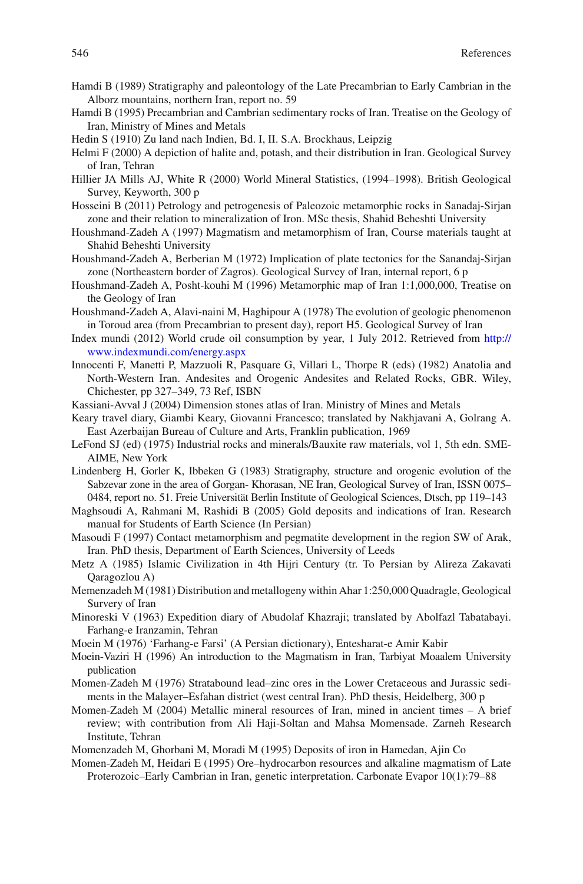Hamdi B (1989) Stratigraphy and paleontology of the Late Precambrian to Early Cambrian in the Alborz mountains, northern Iran, report no. 59

Hamdi B (1995) Precambrian and Cambrian sedimentary rocks of Iran. Treatise on the Geology of Iran, Ministry of Mines and Metals

Hedin S (1910) Zu land nach Indien, Bd. I, II. S.A. Brockhaus, Leipzig

Helmi F (2000) A depiction of halite and, potash, and their distribution in Iran. Geological Survey of Iran, Tehran

Hillier JA Mills AJ, White R (2000) World Mineral Statistics, (1994–1998). British Geological Survey, Keyworth, 300 p

Hosseini B (2011) Petrology and petrogenesis of Paleozoic metamorphic rocks in Sanadaj-Sirjan zone and their relation to mineralization of Iron. MSc thesis, Shahid Beheshti University

Houshmand-Zadeh A (1997) Magmatism and metamorphism of Iran, Course materials taught at Shahid Beheshti University

Houshmand-Zadeh A, Berberian M (1972) Implication of plate tectonics for the Sanandaj-Sirjan zone (Northeastern border of Zagros). Geological Survey of Iran, internal report, 6 p

Houshmand-Zadeh A, Posht-kouhi M (1996) Metamorphic map of Iran 1:1,000,000, Treatise on the Geology of Iran

Houshmand-Zadeh A, Alavi-naini M, Haghipour A (1978) The evolution of geologic phenomenon in Toroud area (from Precambrian to present day), report H5. Geological Survey of Iran

Index mundi (2012) World crude oil consumption by year, 1 July 2012. Retrieved from http://www.indexmundi.com/energy.aspx

Innocenti F, Manetti P, Mazzuoli R, Pasquare G, Villari L, Thorpe R (eds) (1982) Anatolia and North-Western Iran. Andesites and Orogenic Andesites and Related Rocks, GBR. Wiley, Chichester, pp 327–349, 73 Ref, ISBN

Kassiani-Avval J (2004) Dimension stones atlas of Iran. Ministry of Mines and Metals

Keary travel diary, Giambi Keary, Giovanni Francesco; translated by Nakhjavani A, Golrang A. East Azerbaijan Bureau of Culture and Arts, Franklin publication, 1969

LeFond SJ (ed) (1975) Industrial rocks and minerals/Bauxite raw materials, vol 1, 5th edn. SME-AIME, New York

Lindenberg H, Gorler K, Ibbeken G (1983) Stratigraphy, structure and orogenic evolution of the Sabzevar zone in the area of Gorgan- Khorasan, NE Iran, Geological Survey of Iran, ISSN 0075–0484, report no. 51. Freie Universität Berlin Institute of Geological Sciences, Dtsch, pp 119–143

Maghsoudi A, Rahmani M, Rashidi B (2005) Gold deposits and indications of Iran. Research manual for Students of Earth Science (In Persian)

Masoudi F (1997) Contact metamorphism and pegmatite development in the region SW of Arak, Iran. PhD thesis, Department of Earth Sciences, University of Leeds

Metz A (1985) Islamic Civilization in 4th Hijri Century (tr. To Persian by Alireza Zakavati Qaragozlou A)

Memenzadeh M (1981) Distribution and metallogeny within Ahar 1:250,000 Quadragle, Geological Survery of Iran

Minoreski V (1963) Expedition diary of Abudolaf Khazraji; translated by Abolfazl Tabatabayi. Farhang-e Iranzamin, Tehran

Moein M (1976) 'Farhang-e Farsi' (A Persian dictionary), Entesharat-e Amir Kabir

Moein-Vaziri H (1996) An introduction to the Magmatism in Iran, Tarbiyat Moaalem University publication

Momen-Zadeh M (1976) Stratabound lead–zinc ores in the Lower Cretaceous and Jurassic sediments in the Malayer–Esfahan district (west central Iran). PhD thesis, Heidelberg, 300 p

Momen-Zadeh M (2004) Metallic mineral resources of Iran, mined in ancient times – A brief review; with contribution from Ali Haji-Soltan and Mahsa Momensade. Zarneh Research Institute, Tehran

Momenzadeh M, Ghorbani M, Moradi M (1995) Deposits of iron in Hamedan, Ajin Co

Momen-Zadeh M, Heidari E (1995) Ore–hydrocarbon resources and alkaline magmatism of Late Proterozoic–Early Cambrian in Iran, genetic interpretation. Carbonate Evapor 10(1):79–88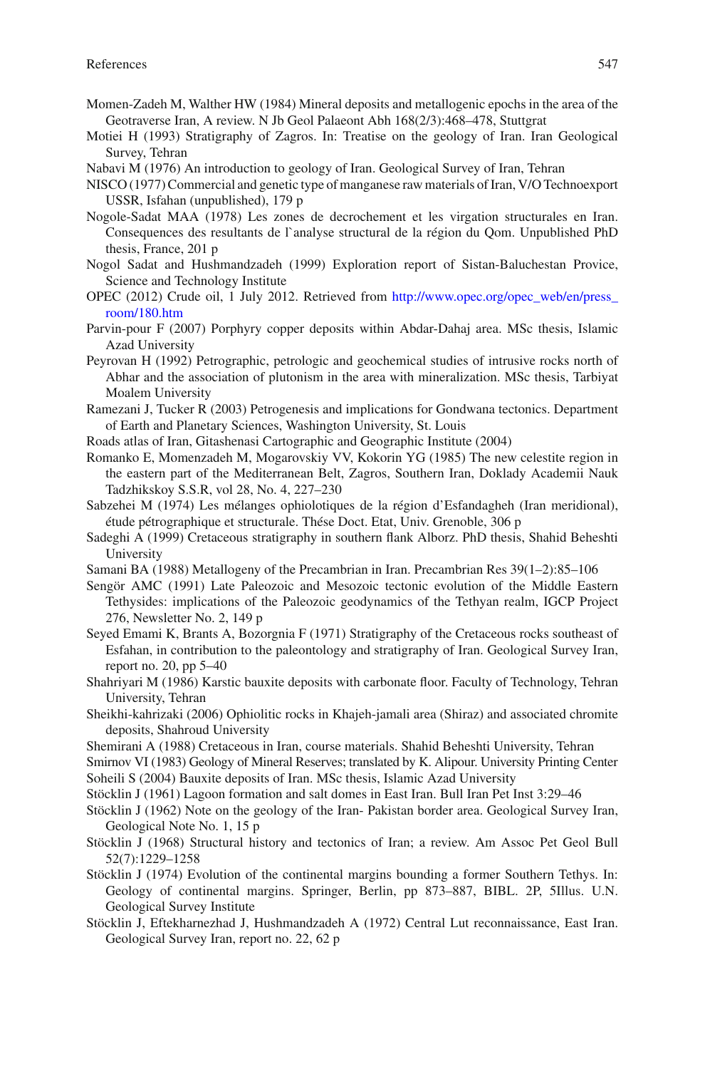Momen-Zadeh M, Walther HW (1984) Mineral deposits and metallogenic epochs in the area of the Geotraverse Iran, A review. N Jb Geol Palaeont Abh 168(2/3):468–478, Stuttgrat

Motiei H (1993) Stratigraphy of Zagros. In: Treatise on the geology of Iran. Iran Geological Survey, Tehran

Nabavi M (1976) An introduction to geology of Iran. Geological Survey of Iran, Tehran

NISCO (1977) Commercial and genetic type of manganese raw materials of Iran, V/O Technoexport USSR, Isfahan (unpublished), 179 p

Nogole-Sadat MAA (1978) Les zones de decrochement et les virgation structurales en Iran. Consequences des resultants de l`analyse structural de la région du Qom. Unpublished PhD thesis, France, 201 p

Nogol Sadat and Hushmandzadeh (1999) Exploration report of Sistan-Baluchestan Provice, Science and Technology Institute

OPEC (2012) Crude oil, 1 July 2012. Retrieved from http://www.opec.org/opec_web/en/press_room/180.htm

Parvin-pour F (2007) Porphyry copper deposits within Abdar-Dahaj area. MSc thesis, Islamic Azad University

Peyrovan H (1992) Petrographic, petrologic and geochemical studies of intrusive rocks north of Abhar and the association of plutonism in the area with mineralization. MSc thesis, Tarbiyat Moalem University

Ramezani J, Tucker R (2003) Petrogenesis and implications for Gondwana tectonics. Department of Earth and Planetary Sciences, Washington University, St. Louis

Roads atlas of Iran, Gitashenasi Cartographic and Geographic Institute (2004)

Romanko E, Momenzadeh M, Mogarovskiy VV, Kokorin YG (1985) The new celestite region in the eastern part of the Mediterranean Belt, Zagros, Southern Iran, Doklady Academii Nauk Tadzhikskoy S.S.R, vol 28, No. 4, 227–230

Sabzehei M (1974) Les mélanges ophiolotiques de la région d'Esfandagheh (Iran meridional), étude pétrographique et structurale. Thése Doct. Etat, Univ. Grenoble, 306 p

Sadeghi A (1999) Cretaceous stratigraphy in southern flank Alborz. PhD thesis, Shahid Beheshti University

Samani BA (1988) Metallogeny of the Precambrian in Iran. Precambrian Res 39(1–2):85–106

Sengör AMC (1991) Late Paleozoic and Mesozoic tectonic evolution of the Middle Eastern Tethysides: implications of the Paleozoic geodynamics of the Tethyan realm, IGCP Project 276, Newsletter No. 2, 149 p

Seyed Emami K, Brants A, Bozorgnia F (1971) Stratigraphy of the Cretaceous rocks southeast of Esfahan, in contribution to the paleontology and stratigraphy of Iran. Geological Survey Iran, report no. 20, pp 5–40

Shahriyari M (1986) Karstic bauxite deposits with carbonate floor. Faculty of Technology, Tehran University, Tehran

Sheikhi-kahrizaki (2006) Ophiolitic rocks in Khajeh-jamali area (Shiraz) and associated chromite deposits, Shahroud University

Shemirani A (1988) Cretaceous in Iran, course materials. Shahid Beheshti University, Tehran

Smirnov VI (1983) Geology of Mineral Reserves; translated by K. Alipour. University Printing Center

Soheili S (2004) Bauxite deposits of Iran. MSc thesis, Islamic Azad University

Stöcklin J (1961) Lagoon formation and salt domes in East Iran. Bull Iran Pet Inst 3:29–46

Stöcklin J (1962) Note on the geology of the Iran- Pakistan border area. Geological Survey Iran, Geological Note No. 1, 15 p

Stöcklin J (1968) Structural history and tectonics of Iran; a review. Am Assoc Pet Geol Bull 52(7):1229–1258

Stöcklin J (1974) Evolution of the continental margins bounding a former Southern Tethys. In: Geology of continental margins. Springer, Berlin, pp 873–887, BIBL. 2P, 5Illus. U.N. Geological Survey Institute

Stöcklin J, Eftekharnezhad J, Hushmandzadeh A (1972) Central Lut reconnaissance, East Iran. Geological Survey Iran, report no. 22, 62 p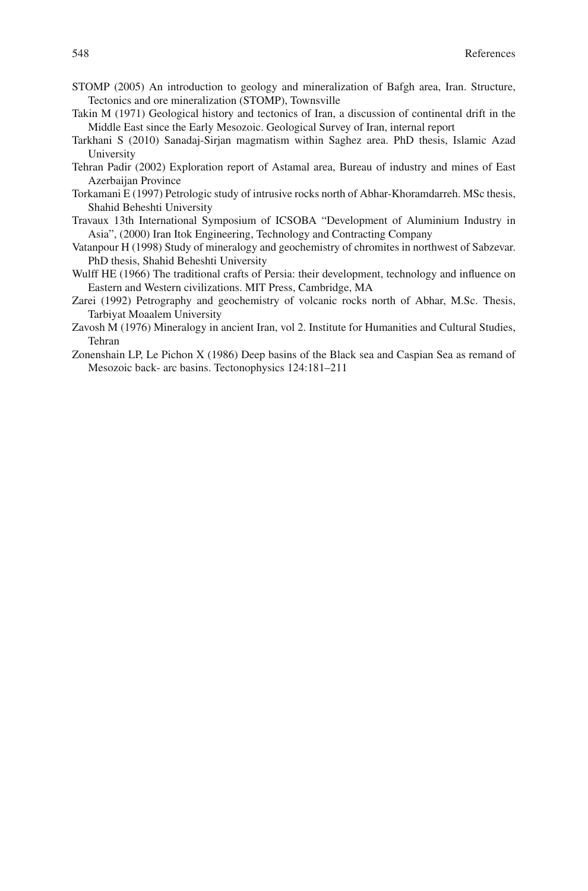STOMP (2005) An introduction to geology and mineralization of Bafgh area, Iran. Structure, Tectonics and ore mineralization (STOMP), Townsville

Takin M (1971) Geological history and tectonics of Iran, a discussion of continental drift in the Middle East since the Early Mesozoic. Geological Survey of Iran, internal report

Tarkhani S (2010) Sanadaj-Sirjan magmatism within Saghez area. PhD thesis, Islamic Azad University

Tehran Padir (2002) Exploration report of Astamal area, Bureau of industry and mines of East Azerbaijan Province

Torkamani E (1997) Petrologic study of intrusive rocks north of Abhar-Khoramdarreh. MSc thesis, Shahid Beheshti University

Travaux 13th International Symposium of ICSOBA "Development of Aluminium Industry in Asia", (2000) Iran Itok Engineering, Technology and Contracting Company

Vatanpour H (1998) Study of mineralogy and geochemistry of chromites in northwest of Sabzevar. PhD thesis, Shahid Beheshti University

Wulff HE (1966) The traditional crafts of Persia: their development, technology and influence on Eastern and Western civilizations. MIT Press, Cambridge, MA

Zarei (1992) Petrography and geochemistry of volcanic rocks north of Abhar, M.Sc. Thesis, Tarbiyat Moaalem University

Zavosh M (1976) Mineralogy in ancient Iran, vol 2. Institute for Humanities and Cultural Studies, Tehran

Zonenshain LP, Le Pichon X (1986) Deep basins of the Black sea and Caspian Sea as remand of Mesozoic back- arc basins. Tectonophysics 124:181–211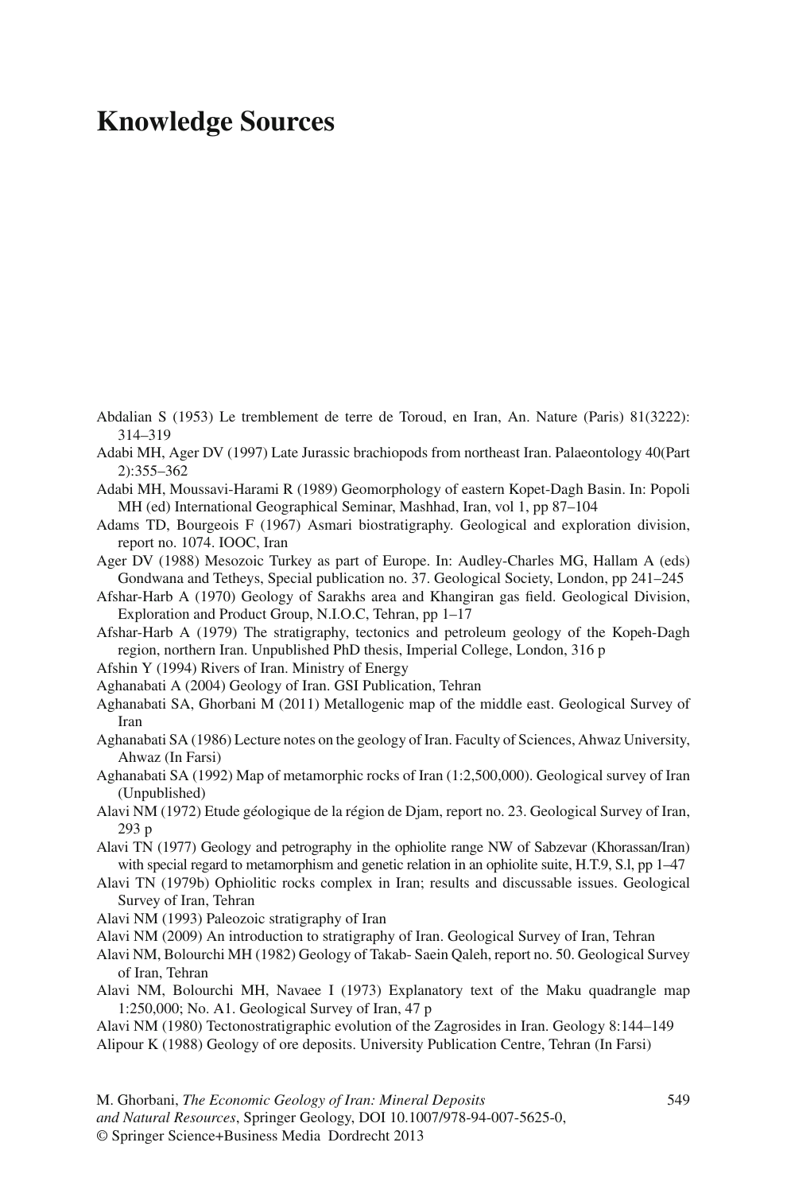# Knowledge Sources

Abdalian S (1953) Le tremblement de terre de Toroud, en Iran, An. Nature (Paris) 81(3222): 314–319

Adabi MH, Ager DV (1997) Late Jurassic brachiopods from northeast Iran. Palaeontology 40(Part 2):355–362

Adabi MH, Moussavi-Harami R (1989) Geomorphology of eastern Kopet-Dagh Basin. In: Popoli MH (ed) International Geographical Seminar, Mashhad, Iran, vol 1, pp 87–104

Adams TD, Bourgeois F (1967) Asmari biostratigraphy. Geological and exploration division, report no. 1074. IOOC, Iran

Ager DV (1988) Mesozoic Turkey as part of Europe. In: Audley-Charles MG, Hallam A (eds) Gondwana and Tetheys, Special publication no. 37. Geological Society, London, pp 241–245

Afshar-Harb A (1970) Geology of Sarakhs area and Khangiran gas field. Geological Division, Exploration and Product Group, N.I.O.C, Tehran, pp 1–17

Afshar-Harb A (1979) The stratigraphy, tectonics and petroleum geology of the Kopeh-Dagh region, northern Iran. Unpublished PhD thesis, Imperial College, London, 316 p

Afshin Y (1994) Rivers of Iran. Ministry of Energy

Aghanabati A (2004) Geology of Iran. GSI Publication, Tehran

Aghanabati SA, Ghorbani M (2011) Metallogenic map of the middle east. Geological Survey of Iran

Aghanabati SA (1986) Lecture notes on the geology of Iran. Faculty of Sciences, Ahwaz University, Ahwaz (In Farsi)

Aghanabati SA (1992) Map of metamorphic rocks of Iran (1:2,500,000). Geological survey of Iran (Unpublished)

Alavi NM (1972) Etude géologique de la région de Djam, report no. 23. Geological Survey of Iran, 293 p

Alavi TN (1977) Geology and petrography in the ophiolite range NW of Sabzevar (Khorassan/Iran) with special regard to metamorphism and genetic relation in an ophiolite suite, H.T.9, S.l, pp 1–47

Alavi TN (1979b) Ophiolitic rocks complex in Iran; results and discussable issues. Geological Survey of Iran, Tehran

Alavi NM (1993) Paleozoic stratigraphy of Iran

Alavi NM (2009) An introduction to stratigraphy of Iran. Geological Survey of Iran, Tehran

Alavi NM, Bolourchi MH (1982) Geology of Takab- Saein Qaleh, report no. 50. Geological Survey of Iran, Tehran

Alavi NM, Bolourchi MH, Navaee I (1973) Explanatory text of the Maku quadrangle map 1:250,000; No. A1. Geological Survey of Iran, 47 p

Alavi NM (1980) Tectonostratigraphic evolution of the Zagrosides in Iran. Geology 8:144–149

Alipour K (1988) Geology of ore deposits. University Publication Centre, Tehran (In Farsi)

M. Ghorbani, *The Economic Geology of Iran: Mineral Deposits and Natural Resources*, Springer Geology, DOI 10.1007/978-94-007-5625-0, © Springer Science+Business Media Dordrecht 2013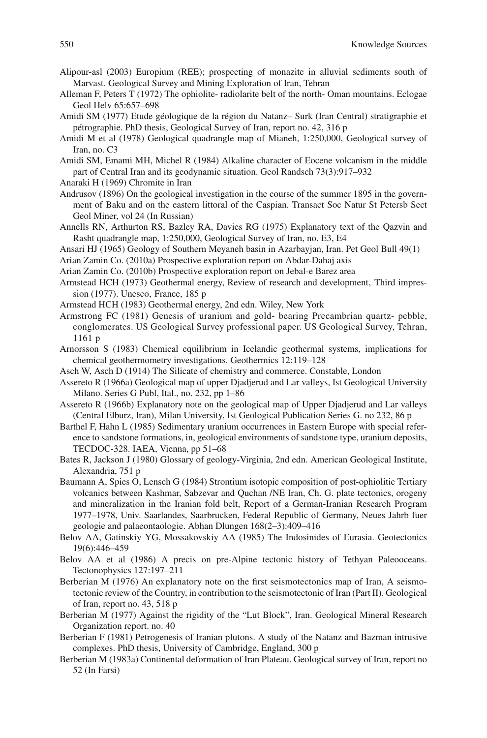Alipour-asl (2003) Europium (REE); prospecting of monazite in alluvial sediments south of Marvast. Geological Survey and Mining Exploration of Iran, Tehran

Alleman F, Peters T (1972) The ophiolite- radiolarite belt of the north- Oman mountains. Eclogae Geol Helv 65:657–698

Amidi SM (1977) Etude géologique de la région du Natanz– Surk (Iran Central) stratigraphie et pétrographie. PhD thesis, Geological Survey of Iran, report no. 42, 316 p

Amidi M et al (1978) Geological quadrangle map of Mianeh, 1:250,000, Geological survey of Iran, no. C3

Amidi SM, Emami MH, Michel R (1984) Alkaline character of Eocene volcanism in the middle part of Central Iran and its geodynamic situation. Geol Randsch 73(3):917–932

Anaraki H (1969) Chromite in Iran

Andrusov (1896) On the geological investigation in the course of the summer 1895 in the government of Baku and on the eastern littoral of the Caspian. Transact Soc Natur St Petersb Sect Geol Miner, vol 24 (In Russian)

Annells RN, Arthurton RS, Bazley RA, Davies RG (1975) Explanatory text of the Qazvin and Rasht quadrangle map, 1:250,000, Geological Survey of Iran, no. E3, E4

Ansari HJ (1965) Geology of Southern Meyaneh basin in Azarbayjan, Iran. Pet Geol Bull 49(1)

Arian Zamin Co. (2010a) Prospective exploration report on Abdar-Dahaj axis

Arian Zamin Co. (2010b) Prospective exploration report on Jebal-e Barez area

Armstead HCH (1973) Geothermal energy, Review of research and development, Third impression (1977). Unesco, France, 185 p

Armstead HCH (1983) Geothermal energy, 2nd edn. Wiley, New York

Armstrong FC (1981) Genesis of uranium and gold- bearing Precambrian quartz- pebble, conglomerates. US Geological Survey professional paper. US Geological Survey, Tehran, 1161 p

Arnorsson S (1983) Chemical equilibrium in Icelandic geothermal systems, implications for chemical geothermometry investigations. Geothermics 12:119–128

Asch W, Asch D (1914) The Silicate of chemistry and commerce. Constable, London

Assereto R (1966a) Geological map of upper Djadjerud and Lar valleys, Ist Geological University Milano. Series G Publ, Ital., no. 232, pp 1–86

Assereto R (1966b) Explanatory note on the geological map of Upper Djadjerud and Lar valleys (Central Elburz, Iran), Milan University, Ist Geological Publication Series G. no 232, 86 p

Barthel F, Hahn L (1985) Sedimentary uranium occurrences in Eastern Europe with special reference to sandstone formations, in, geological environments of sandstone type, uranium deposits, TECDOC-328. IAEA, Vienna, pp 51–68

Bates R, Jackson J (1980) Glossary of geology-Virginia, 2nd edn. American Geological Institute, Alexandria, 751 p

Baumann A, Spies O, Lensch G (1984) Strontium isotopic composition of post-ophiolitic Tertiary volcanics between Kashmar, Sabzevar and Quchan /NE Iran, Ch. G. plate tectonics, orogeny and mineralization in the Iranian fold belt, Report of a German-Iranian Research Program 1977–1978, Univ. Saarlandes, Saarbrucken, Federal Republic of Germany, Neues Jahrb fuer geologie and palaeontaologie. Abhan Dlungen 168(2–3):409–416

Belov AA, Gatinskiy YG, Mossakovskiy AA (1985) The Indosinides of Eurasia. Geotectonics 19(6):446–459

Belov AA et al (1986) A precis on pre-Alpine tectonic history of Tethyan Paleooceans. Tectonophysics 127:197–211

Berberian M (1976) An explanatory note on the first seismotectonics map of Iran, A seismotectonic review of the Country, in contribution to the seismotectonic of Iran (Part II). Geological of Iran, report no. 43, 518 p

Berberian M (1977) Against the rigidity of the "Lut Block", Iran. Geological Mineral Research Organization report. no. 40

Berberian F (1981) Petrogenesis of Iranian plutons. A study of the Natanz and Bazman intrusive complexes. PhD thesis, University of Cambridge, England, 300 p

Berberian M (1983a) Continental deformation of Iran Plateau. Geological survey of Iran, report no 52 (In Farsi)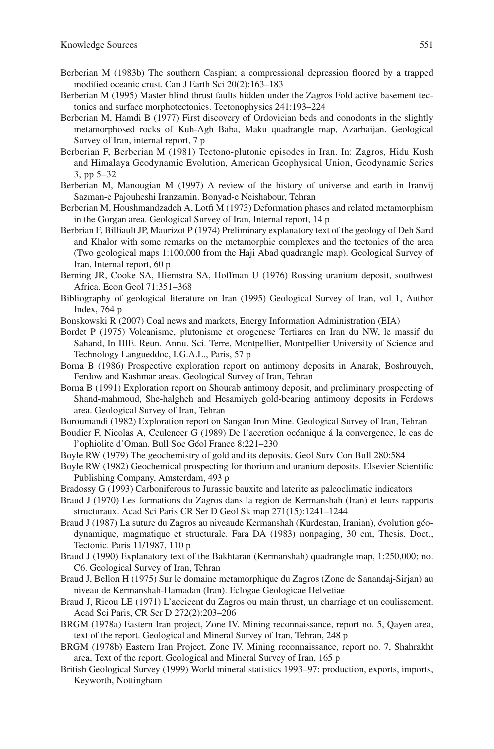Berberian M (1983b) The southern Caspian; a compressional depression floored by a trapped modified oceanic crust. Can J Earth Sci 20(2):163–183

Berberian M (1995) Master blind thrust faults hidden under the Zagros Fold active basement tectonics and surface morphotectonics. Tectonophysics 241:193–224

Berberian M, Hamdi B (1977) First discovery of Ordovician beds and conodonts in the slightly metamorphosed rocks of Kuh-Agh Baba, Maku quadrangle map, Azarbaijan. Geological Survey of Iran, internal report, 7 p

Berberian F, Berberian M (1981) Tectono-plutonic episodes in Iran. In: Zagros, Hidu Kush and Himalaya Geodynamic Evolution, American Geophysical Union, Geodynamic Series 3, pp 5–32

Berberian M, Manougian M (1997) A review of the history of universe and earth in Iranvij Sazman-e Pajouheshi Iranzamin. Bonyad-e Neishabour, Tehran

Berberian M, Houshmandzadeh A, Lotfi M (1973) Deformation phases and related metamorphism in the Gorgan area. Geological Survey of Iran, Internal report, 14 p

Berbrian F, Billiault JP, Maurizot P (1974) Preliminary explanatory text of the geology of Deh Sard and Khalor with some remarks on the metamorphic complexes and the tectonics of the area (Two geological maps 1:100,000 from the Haji Abad quadrangle map). Geological Survey of Iran, Internal report, 60 p

Berning JR, Cooke SA, Hiemstra SA, Hoffman U (1976) Rossing uranium deposit, southwest Africa. Econ Geol 71:351–368

Bibliography of geological literature on Iran (1995) Geological Survey of Iran, vol 1, Author Index, 764 p

Bonskowski R (2007) Coal news and markets, Energy Information Administration (EIA)

Bordet P (1975) Volcanisme, plutonisme et orogenese Tertiares en Iran du NW, le massif du Sahand, In IIIE. Reun. Annu. Sci. Terre, Montpellier, Montpellier University of Science and Technology Langueddoc, I.G.A.L., Paris, 57 p

Borna B (1986) Prospective exploration report on antimony deposits in Anarak, Boshrouyeh, Ferdow and Kashmar areas. Geological Survey of Iran, Tehran

Borna B (1991) Exploration report on Shourab antimony deposit, and preliminary prospecting of Shand-mahmoud, She-halgheh and Hesamiyeh gold-bearing antimony deposits in Ferdows area. Geological Survey of Iran, Tehran

Boroumandi (1982) Exploration report on Sangan Iron Mine. Geological Survey of Iran, Tehran

Boudier F, Nicolas A, Ceuleneer G (1989) De l'accretion océanique á la convergence, le cas de l'ophiolite d'Oman. Bull Soc Géol France 8:221–230

Boyle RW (1979) The geochemistry of gold and its deposits. Geol Surv Con Bull 280:584

Boyle RW (1982) Geochemical prospecting for thorium and uranium deposits. Elsevier Scientific Publishing Company, Amsterdam, 493 p

Bradossy G (1993) Carboniferous to Jurassic bauxite and laterite as paleoclimatic indicators

Braud J (1970) Les formations du Zagros dans la region de Kermanshah (Iran) et leurs rapports structuraux. Acad Sci Paris CR Ser D Geol Sk map 271(15):1241–1244

Braud J (1987) La suture du Zagros au niveaude Kermanshah (Kurdestan, Iranian), évolution géodynamique, magmatique et structurale. Fara DA (1983) nonpaging, 30 cm, Thesis. Doct., Tectonic. Paris 11/1987, 110 p

Braud J (1990) Explanatory text of the Bakhtaran (Kermanshah) quadrangle map, 1:250,000; no. C6. Geological Survey of Iran, Tehran

Braud J, Bellon H (1975) Sur le domaine metamorphique du Zagros (Zone de Sanandaj-Sirjan) au niveau de Kermanshah-Hamadan (Iran). Eclogae Geologicae Helvetiae

Braud J, Ricou LE (1971) L'accicent du Zagros ou main thrust, un charriage et un coulissement. Acad Sci Paris, CR Ser D 272(2):203–206

BRGM (1978a) Eastern Iran project, Zone IV. Mining reconnaissance, report no. 5, Qayen area, text of the report. Geological and Mineral Survey of Iran, Tehran, 248 p

BRGM (1978b) Eastern Iran Project, Zone IV. Mining reconnaissance, report no. 7, Shahrakht area, Text of the report. Geological and Mineral Survey of Iran, 165 p

British Geological Survey (1999) World mineral statistics 1993–97: production, exports, imports, Keyworth, Nottingham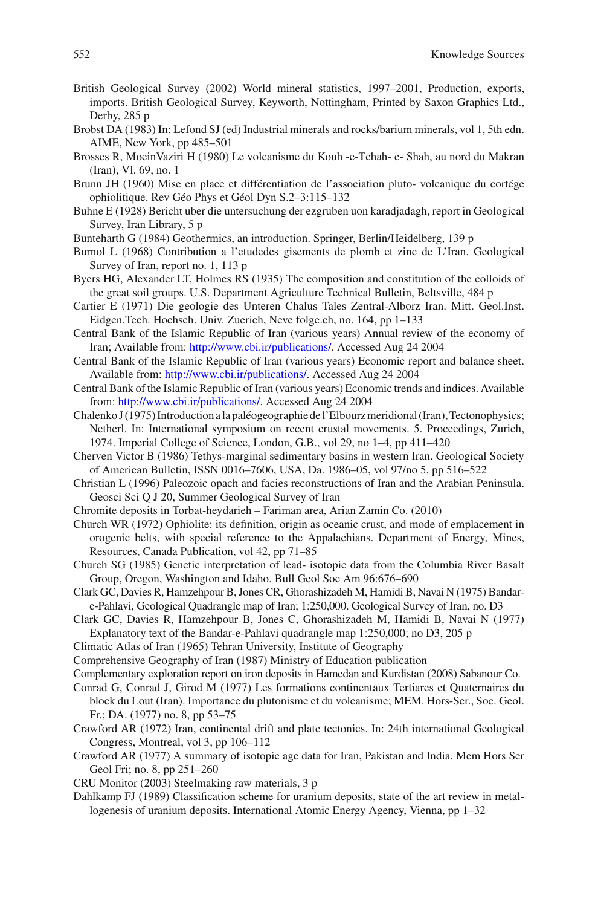British Geological Survey (2002) World mineral statistics, 1997–2001, Production, exports, imports. British Geological Survey, Keyworth, Nottingham, Printed by Saxon Graphics Ltd., Derby, 285 p

Brobst DA (1983) In: Lefond SJ (ed) Industrial minerals and rocks/barium minerals, vol 1, 5th edn. AIME, New York, pp 485–501

Brosses R, MoeinVaziri H (1980) Le volcanisme du Kouh -e-Tchah- e- Shah, au nord du Makran (Iran), Vl. 69, no. 1

Brunn JH (1960) Mise en place et différentiation de l'association pluto- volcanique du cortége ophiolitique. Rev Géo Phys et Géol Dyn S.2–3:115–132

Buhne E (1928) Bericht uber die untersuchung der ezgruben uon karadjadagh, report in Geological Survey, Iran Library, 5 p

Bunteharth G (1984) Geothermics, an introduction. Springer, Berlin/Heidelberg, 139 p

Burnol L (1968) Contribution a l'etudedes gisements de plomb et zinc de L'Iran. Geological Survey of Iran, report no. 1, 113 p

Byers HG, Alexander LT, Holmes RS (1935) The composition and constitution of the colloids of the great soil groups. U.S. Department Agriculture Technical Bulletin, Beltsville, 484 p

Cartier E (1971) Die geologie des Unteren Chalus Tales Zentral-Alborz Iran. Mitt. Geol.Inst. Eidgen.Tech. Hochsch. Univ. Zuerich, Neve folge.ch, no. 164, pp 1–133

Central Bank of the Islamic Republic of Iran (various years) Annual review of the economy of Iran; Available from: http://www.cbi.ir/publications/. Accessed Aug 24 2004

Central Bank of the Islamic Republic of Iran (various years) Economic report and balance sheet. Available from: http://www.cbi.ir/publications/. Accessed Aug 24 2004

Central Bank of the Islamic Republic of Iran (various years) Economic trends and indices. Available from: http://www.cbi.ir/publications/. Accessed Aug 24 2004

Chalenko J (1975) Introduction a la paléogeographie de l'Elbourz meridional (Iran), Tectonophysics; Netherl. In: International symposium on recent crustal movements. 5. Proceedings, Zurich, 1974. Imperial College of Science, London, G.B., vol 29, no 1–4, pp 411–420

Cherven Victor B (1986) Tethys-marginal sedimentary basins in western Iran. Geological Society of American Bulletin, ISSN 0016–7606, USA, Da. 1986–05, vol 97/no 5, pp 516–522

Christian L (1996) Paleozoic opach and facies reconstructions of Iran and the Arabian Peninsula. Geosci Sci Q J 20, Summer Geological Survey of Iran

Chromite deposits in Torbat-heydarieh – Fariman area, Arian Zamin Co. (2010)

Church WR (1972) Ophiolite: its definition, origin as oceanic crust, and mode of emplacement in orogenic belts, with special reference to the Appalachians. Department of Energy, Mines, Resources, Canada Publication, vol 42, pp 71–85

Church SG (1985) Genetic interpretation of lead- isotopic data from the Columbia River Basalt Group, Oregon, Washington and Idaho. Bull Geol Soc Am 96:676–690

Clark GC, Davies R, Hamzehpour B, Jones CR, Ghorashizadeh M, Hamidi B, Navai N (1975) Bandar-e-Pahlavi, Geological Quadrangle map of Iran; 1:250,000. Geological Survey of Iran, no. D3

Clark GC, Davies R, Hamzehpour B, Jones C, Ghorashizadeh M, Hamidi B, Navai N (1977) Explanatory text of the Bandar-e-Pahlavi quadrangle map 1:250,000; no D3, 205 p

Climatic Atlas of Iran (1965) Tehran University, Institute of Geography

Comprehensive Geography of Iran (1987) Ministry of Education publication

Complementary exploration report on iron deposits in Hamedan and Kurdistan (2008) Sabanour Co.

Conrad G, Conrad J, Girod M (1977) Les formations continentaux Tertiares et Quaternaires du block du Lout (Iran). Importance du plutonisme et du volcanisme; MEM. Hors-Ser., Soc. Geol. Fr.; DA. (1977) no. 8, pp 53–75

Crawford AR (1972) Iran, continental drift and plate tectonics. In: 24th international Geological Congress, Montreal, vol 3, pp 106–112

Crawford AR (1977) A summary of isotopic age data for Iran, Pakistan and India. Mem Hors Ser Geol Fri; no. 8, pp 251–260

CRU Monitor (2003) Steelmaking raw materials, 3 p

Dahlkamp FJ (1989) Classification scheme for uranium deposits, state of the art review in metallogenesis of uranium deposits. International Atomic Energy Agency, Vienna, pp 1–32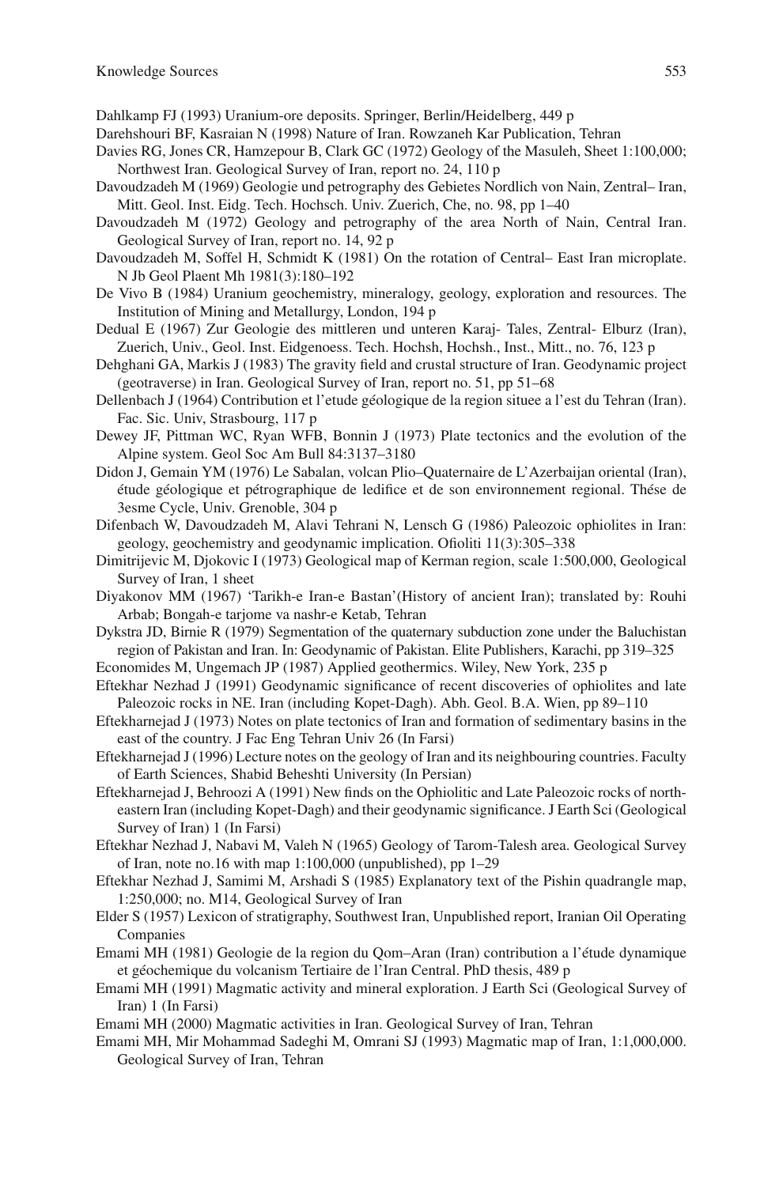Dahlkamp FJ (1993) Uranium-ore deposits. Springer, Berlin/Heidelberg, 449 p

Darehshouri BF, Kasraian N (1998) Nature of Iran. Rowzaneh Kar Publication, Tehran

Davies RG, Jones CR, Hamzepour B, Clark GC (1972) Geology of the Masuleh, Sheet 1:100,000; Northwest Iran. Geological Survey of Iran, report no. 24, 110 p

Davoudzadeh M (1969) Geologie und petrography des Gebietes Nordlich von Nain, Zentral– Iran, Mitt. Geol. Inst. Eidg. Tech. Hochsch. Univ. Zuerich, Che, no. 98, pp 1–40

Davoudzadeh M (1972) Geology and petrography of the area North of Nain, Central Iran. Geological Survey of Iran, report no. 14, 92 p

Davoudzadeh M, Soffel H, Schmidt K (1981) On the rotation of Central– East Iran microplate. N Jb Geol Plaent Mh 1981(3):180–192

De Vivo B (1984) Uranium geochemistry, mineralogy, geology, exploration and resources. The Institution of Mining and Metallurgy, London, 194 p

Dedual E (1967) Zur Geologie des mittleren und unteren Karaj- Tales, Zentral- Elburz (Iran), Zuerich, Univ., Geol. Inst. Eidgenoess. Tech. Hochsh, Hochsh., Inst., Mitt., no. 76, 123 p

Dehghani GA, Markis J (1983) The gravity field and crustal structure of Iran. Geodynamic project (geotraverse) in Iran. Geological Survey of Iran, report no. 51, pp 51–68

Dellenbach J (1964) Contribution et l'etude géologique de la region situee a l'est du Tehran (Iran). Fac. Sic. Univ, Strasbourg, 117 p

Dewey JF, Pittman WC, Ryan WFB, Bonnin J (1973) Plate tectonics and the evolution of the Alpine system. Geol Soc Am Bull 84:3137–3180

Didon J, Gemain YM (1976) Le Sabalan, volcan Plio–Quaternaire de L'Azerbaijan oriental (Iran), étude géologique et pétrographique de ledifice et de son environnement regional. Thése de 3esme Cycle, Univ. Grenoble, 304 p

Difenbach W, Davoudzadeh M, Alavi Tehrani N, Lensch G (1986) Paleozoic ophiolites in Iran: geology, geochemistry and geodynamic implication. Ofioliti 11(3):305–338

Dimitrijevic M, Djokovic I (1973) Geological map of Kerman region, scale 1:500,000, Geological Survey of Iran, 1 sheet

Diyakonov MM (1967) 'Tarikh-e Iran-e Bastan'(History of ancient Iran); translated by: Rouhi Arbab; Bongah-e tarjome va nashr-e Ketab, Tehran

Dykstra JD, Birnie R (1979) Segmentation of the quaternary subduction zone under the Baluchistan region of Pakistan and Iran. In: Geodynamic of Pakistan. Elite Publishers, Karachi, pp 319–325

Economides M, Ungemach JP (1987) Applied geothermics. Wiley, New York, 235 p

Eftekhar Nezhad J (1991) Geodynamic significance of recent discoveries of ophiolites and late Paleozoic rocks in NE. Iran (including Kopet-Dagh). Abh. Geol. B.A. Wien, pp 89–110

Eftekharnejad J (1973) Notes on plate tectonics of Iran and formation of sedimentary basins in the east of the country. J Fac Eng Tehran Univ 26 (In Farsi)

Eftekharnejad J (1996) Lecture notes on the geology of Iran and its neighbouring countries. Faculty of Earth Sciences, Shabid Beheshti University (In Persian)

Eftekharnejad J, Behroozi A (1991) New finds on the Ophiolitic and Late Paleozoic rocks of north-eastern Iran (including Kopet-Dagh) and their geodynamic significance. J Earth Sci (Geological Survey of Iran) 1 (In Farsi)

Eftekhar Nezhad J, Nabavi M, Valeh N (1965) Geology of Tarom-Talesh area. Geological Survey of Iran, note no.16 with map 1:100,000 (unpublished), pp 1–29

Eftekhar Nezhad J, Samimi M, Arshadi S (1985) Explanatory text of the Pishin quadrangle map, 1:250,000; no. M14, Geological Survey of Iran

Elder S (1957) Lexicon of stratigraphy, Southwest Iran, Unpublished report, Iranian Oil Operating Companies

Emami MH (1981) Geologie de la region du Qom–Aran (Iran) contribution a l'étude dynamique et géochemique du volcanism Tertiaire de l'Iran Central. PhD thesis, 489 p

Emami MH (1991) Magmatic activity and mineral exploration. J Earth Sci (Geological Survey of Iran) 1 (In Farsi)

Emami MH (2000) Magmatic activities in Iran. Geological Survey of Iran, Tehran

Emami MH, Mir Mohammad Sadeghi M, Omrani SJ (1993) Magmatic map of Iran, 1:1,000,000. Geological Survey of Iran, Tehran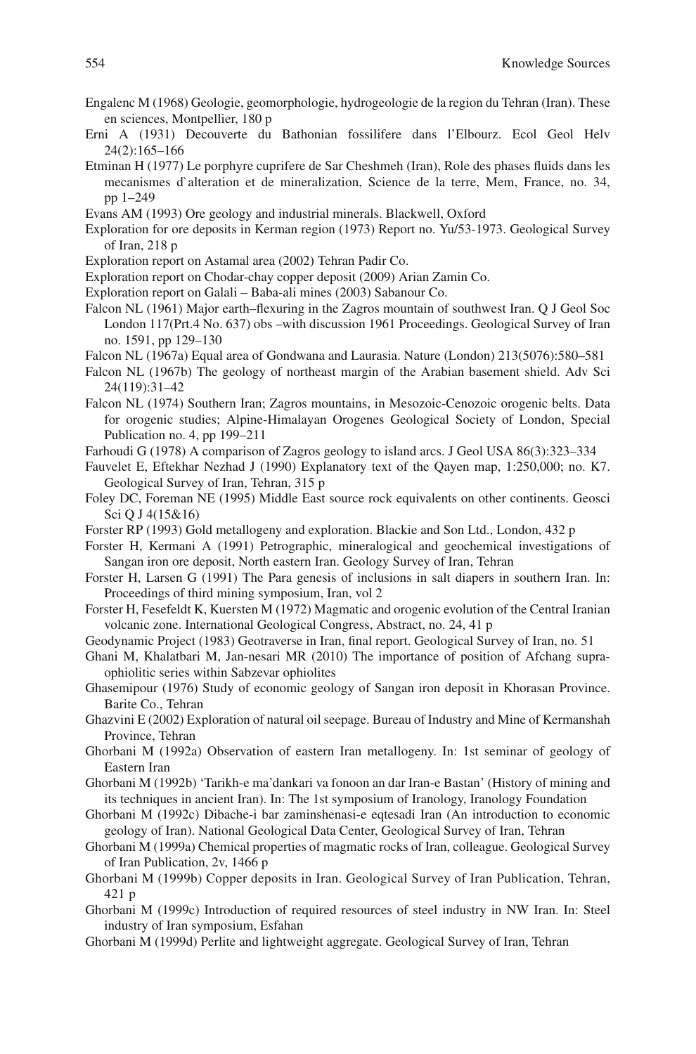Engalenc M (1968) Geologie, geomorphologie, hydrogeologie de la region du Tehran (Iran). These en sciences, Montpellier, 180 p

Erni A (1931) Decouverte du Bathonian fossilifere dans l'Elbourz. Ecol Geol Helv 24(2):165–166

Etminan H (1977) Le porphyre cuprifere de Sar Cheshmeh (Iran), Role des phases fluids dans les mecanismes d`alteration et de mineralization, Science de la terre, Mem, France, no. 34, pp 1–249

Evans AM (1993) Ore geology and industrial minerals. Blackwell, Oxford

Exploration for ore deposits in Kerman region (1973) Report no. Yu/53-1973. Geological Survey of Iran, 218 p

Exploration report on Astamal area (2002) Tehran Padir Co.

Exploration report on Chodar-chay copper deposit (2009) Arian Zamin Co.

Exploration report on Galali – Baba-ali mines (2003) Sabanour Co.

Falcon NL (1961) Major earth–flexuring in the Zagros mountain of southwest Iran. Q J Geol Soc London 117(Prt.4 No. 637) obs –with discussion 1961 Proceedings. Geological Survey of Iran no. 1591, pp 129–130

Falcon NL (1967a) Equal area of Gondwana and Laurasia. Nature (London) 213(5076):580–581

Falcon NL (1967b) The geology of northeast margin of the Arabian basement shield. Adv Sci 24(119):31–42

Falcon NL (1974) Southern Iran; Zagros mountains, in Mesozoic-Cenozoic orogenic belts. Data for orogenic studies; Alpine-Himalayan Orogenes Geological Society of London, Special Publication no. 4, pp 199–211

Farhoudi G (1978) A comparison of Zagros geology to island arcs. J Geol USA 86(3):323–334

Fauvelet E, Eftekhar Nezhad J (1990) Explanatory text of the Qayen map, 1:250,000; no. K7. Geological Survey of Iran, Tehran, 315 p

Foley DC, Foreman NE (1995) Middle East source rock equivalents on other continents. Geosci Sci Q J 4(15&16)

Forster RP (1993) Gold metallogeny and exploration. Blackie and Son Ltd., London, 432 p

Forster H, Kermani A (1991) Petrographic, mineralogical and geochemical investigations of Sangan iron ore deposit, North eastern Iran. Geology Survey of Iran, Tehran

Forster H, Larsen G (1991) The Para genesis of inclusions in salt diapers in southern Iran. In: Proceedings of third mining symposium, Iran, vol 2

Forster H, Fesefeldt K, Kuersten M (1972) Magmatic and orogenic evolution of the Central Iranian volcanic zone. International Geological Congress, Abstract, no. 24, 41 p

Geodynamic Project (1983) Geotraverse in Iran, final report. Geological Survey of Iran, no. 51

Ghani M, Khalatbari M, Jan-nesari MR (2010) The importance of position of Afchang supra-ophiolitic series within Sabzevar ophiolites

Ghasemipour (1976) Study of economic geology of Sangan iron deposit in Khorasan Province. Barite Co., Tehran

Ghazvini E (2002) Exploration of natural oil seepage. Bureau of Industry and Mine of Kermanshah Province, Tehran

Ghorbani M (1992a) Observation of eastern Iran metallogeny. In: 1st seminar of geology of Eastern Iran

Ghorbani M (1992b) 'Tarikh-e ma'dankari va fonoon an dar Iran-e Bastan' (History of mining and its techniques in ancient Iran). In: The 1st symposium of Iranology, Iranology Foundation

Ghorbani M (1992c) Dibache-i bar zaminshenasi-e eqtesadi Iran (An introduction to economic geology of Iran). National Geological Data Center, Geological Survey of Iran, Tehran

Ghorbani M (1999a) Chemical properties of magmatic rocks of Iran, colleague. Geological Survey of Iran Publication, 2v, 1466 p

Ghorbani M (1999b) Copper deposits in Iran. Geological Survey of Iran Publication, Tehran, 421 p

Ghorbani M (1999c) Introduction of required resources of steel industry in NW Iran. In: Steel industry of Iran symposium, Esfahan

Ghorbani M (1999d) Perlite and lightweight aggregate. Geological Survey of Iran, Tehran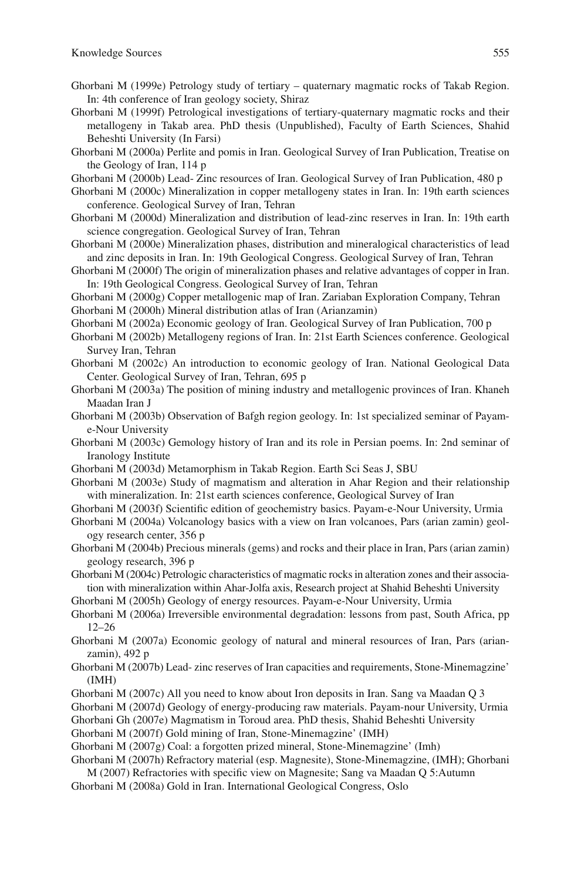Ghorbani M (1999e) Petrology study of tertiary – quaternary magmatic rocks of Takab Region. In: 4th conference of Iran geology society, Shiraz

Ghorbani M (1999f) Petrological investigations of tertiary-quaternary magmatic rocks and their metallogeny in Takab area. PhD thesis (Unpublished), Faculty of Earth Sciences, Shahid Beheshti University (In Farsi)

Ghorbani M (2000a) Perlite and pomis in Iran. Geological Survey of Iran Publication, Treatise on the Geology of Iran, 114 p

Ghorbani M (2000b) Lead- Zinc resources of Iran. Geological Survey of Iran Publication, 480 p

Ghorbani M (2000c) Mineralization in copper metallogeny states in Iran. In: 19th earth sciences conference. Geological Survey of Iran, Tehran

Ghorbani M (2000d) Mineralization and distribution of lead-zinc reserves in Iran. In: 19th earth science congregation. Geological Survey of Iran, Tehran

Ghorbani M (2000e) Mineralization phases, distribution and mineralogical characteristics of lead and zinc deposits in Iran. In: 19th Geological Congress. Geological Survey of Iran, Tehran

Ghorbani M (2000f) The origin of mineralization phases and relative advantages of copper in Iran. In: 19th Geological Congress. Geological Survey of Iran, Tehran

Ghorbani M (2000g) Copper metallogenic map of Iran. Zariaban Exploration Company, Tehran

Ghorbani M (2000h) Mineral distribution atlas of Iran (Arianzamin)

Ghorbani M (2002a) Economic geology of Iran. Geological Survey of Iran Publication, 700 p

Ghorbani M (2002b) Metallogeny regions of Iran. In: 21st Earth Sciences conference. Geological Survey Iran, Tehran

Ghorbani M (2002c) An introduction to economic geology of Iran. National Geological Data Center. Geological Survey of Iran, Tehran, 695 p

Ghorbani M (2003a) The position of mining industry and metallogenic provinces of Iran. Khaneh Maadan Iran J

Ghorbani M (2003b) Observation of Bafgh region geology. In: 1st specialized seminar of Payam-e-Nour University

Ghorbani M (2003c) Gemology history of Iran and its role in Persian poems. In: 2nd seminar of Iranology Institute

Ghorbani M (2003d) Metamorphism in Takab Region. Earth Sci Seas J, SBU

Ghorbani M (2003e) Study of magmatism and alteration in Ahar Region and their relationship with mineralization. In: 21st earth sciences conference, Geological Survey of Iran

Ghorbani M (2003f) Scientific edition of geochemistry basics. Payam-e-Nour University, Urmia

Ghorbani M (2004a) Volcanology basics with a view on Iran volcanoes, Pars (arian zamin) geology research center, 356 p

Ghorbani M (2004b) Precious minerals (gems) and rocks and their place in Iran, Pars (arian zamin) geology research, 396 p

Ghorbani M (2004c) Petrologic characteristics of magmatic rocks in alteration zones and their association with mineralization within Ahar-Jolfa axis, Research project at Shahid Beheshti University

Ghorbani M (2005h) Geology of energy resources. Payam-e-Nour University, Urmia

Ghorbani M (2006a) Irreversible environmental degradation: lessons from past, South Africa, pp 12–26

Ghorbani M (2007a) Economic geology of natural and mineral resources of Iran, Pars (arian-zamin), 492 p

Ghorbani M (2007b) Lead- zinc reserves of Iran capacities and requirements, Stone-Minemagzine' (IMH)

Ghorbani M (2007c) All you need to know about Iron deposits in Iran. Sang va Maadan Q 3

Ghorbani M (2007d) Geology of energy-producing raw materials. Payam-nour University, Urmia

Ghorbani Gh (2007e) Magmatism in Toroud area. PhD thesis, Shahid Beheshti University

Ghorbani M (2007f) Gold mining of Iran, Stone-Minemagzine' (IMH)

Ghorbani M (2007g) Coal: a forgotten prized mineral, Stone-Minemagzine' (Imh)

Ghorbani M (2007h) Refractory material (esp. Magnesite), Stone-Minemagzine, (IMH); Ghorbani M (2007) Refractories with specific view on Magnesite; Sang va Maadan Q 5:Autumn

Ghorbani M (2008a) Gold in Iran. International Geological Congress, Oslo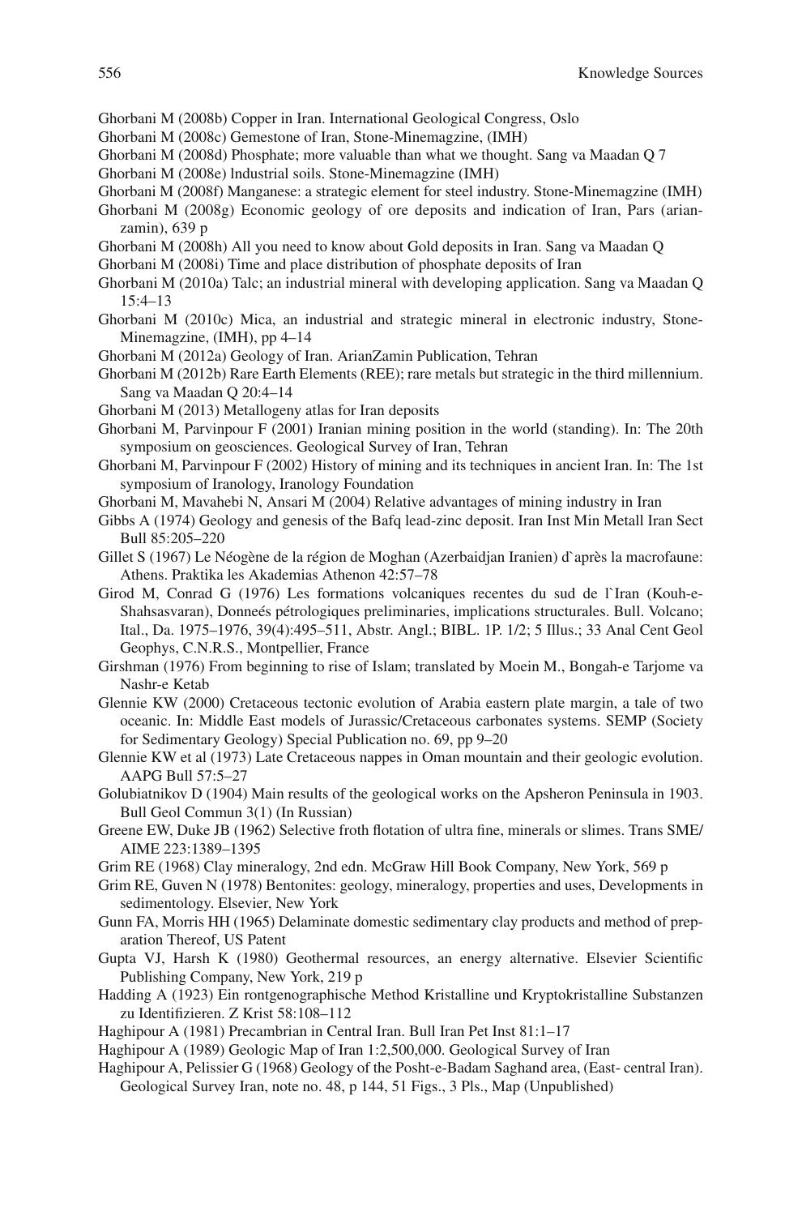Ghorbani M (2008b) Copper in Iran. International Geological Congress, Oslo

Ghorbani M (2008c) Gemestone of Iran, Stone-Minemagzine, (IMH)

Ghorbani M (2008d) Phosphate; more valuable than what we thought. Sang va Maadan Q 7

Ghorbani M (2008e) lndustrial soils. Stone-Minemagzine (IMH)

Ghorbani M (2008f) Manganese: a strategic element for steel industry. Stone-Minemagzine (IMH)

Ghorbani M (2008g) Economic geology of ore deposits and indication of Iran, Pars (arianzamin), 639 p

Ghorbani M (2008h) All you need to know about Gold deposits in Iran. Sang va Maadan Q

Ghorbani M (2008i) Time and place distribution of phosphate deposits of Iran

Ghorbani M (2010a) Talc; an industrial mineral with developing application. Sang va Maadan Q 15:4–13

Ghorbani M (2010c) Mica, an industrial and strategic mineral in electronic industry, Stone-Minemagzine, (IMH), pp 4–14

Ghorbani M (2012a) Geology of Iran. ArianZamin Publication, Tehran

Ghorbani M (2012b) Rare Earth Elements (REE); rare metals but strategic in the third millennium. Sang va Maadan Q 20:4–14

Ghorbani M (2013) Metallogeny atlas for Iran deposits

Ghorbani M, Parvinpour F (2001) Iranian mining position in the world (standing). In: The 20th symposium on geosciences. Geological Survey of Iran, Tehran

Ghorbani M, Parvinpour F (2002) History of mining and its techniques in ancient Iran. In: The 1st symposium of Iranology, Iranology Foundation

Ghorbani M, Mavahebi N, Ansari M (2004) Relative advantages of mining industry in Iran

Gibbs A (1974) Geology and genesis of the Bafq lead-zinc deposit. Iran Inst Min Metall Iran Sect Bull 85:205–220

Gillet S (1967) Le Néogène de la région de Moghan (Azerbaidjan Iranien) d`après la macrofaune: Athens. Praktika les Akademias Athenon 42:57–78

Girod M, Conrad G (1976) Les formations volcaniques recentes du sud de l`Iran (Kouh-e-Shahsasvaran), Donneés pétrologiques preliminaries, implications structurales. Bull. Volcano; Ital., Da. 1975–1976, 39(4):495–511, Abstr. Angl.; BIBL. 1P. 1/2; 5 Illus.; 33 Anal Cent Geol Geophys, C.N.R.S., Montpellier, France

Girshman (1976) From beginning to rise of Islam; translated by Moein M., Bongah-e Tarjome va Nashr-e Ketab

Glennie KW (2000) Cretaceous tectonic evolution of Arabia eastern plate margin, a tale of two oceanic. In: Middle East models of Jurassic/Cretaceous carbonates systems. SEMP (Society for Sedimentary Geology) Special Publication no. 69, pp 9–20

Glennie KW et al (1973) Late Cretaceous nappes in Oman mountain and their geologic evolution. AAPG Bull 57:5–27

Golubiatnikov D (1904) Main results of the geological works on the Apsheron Peninsula in 1903. Bull Geol Commun 3(1) (In Russian)

Greene EW, Duke JB (1962) Selective froth flotation of ultra fine, minerals or slimes. Trans SME/AIME 223:1389–1395

Grim RE (1968) Clay mineralogy, 2nd edn. McGraw Hill Book Company, New York, 569 p

Grim RE, Guven N (1978) Bentonites: geology, mineralogy, properties and uses, Developments in sedimentology. Elsevier, New York

Gunn FA, Morris HH (1965) Delaminate domestic sedimentary clay products and method of preparation Thereof, US Patent

Gupta VJ, Harsh K (1980) Geothermal resources, an energy alternative. Elsevier Scientific Publishing Company, New York, 219 p

Hadding A (1923) Ein rontgenographische Method Kristalline und Kryptokristalline Substanzen zu Identifizieren. Z Krist 58:108–112

Haghipour A (1981) Precambrian in Central Iran. Bull Iran Pet Inst 81:1–17

Haghipour A (1989) Geologic Map of Iran 1:2,500,000. Geological Survey of Iran

Haghipour A, Pelissier G (1968) Geology of the Posht-e-Badam Saghand area, (East- central Iran). Geological Survey Iran, note no. 48, p 144, 51 Figs., 3 Pls., Map (Unpublished)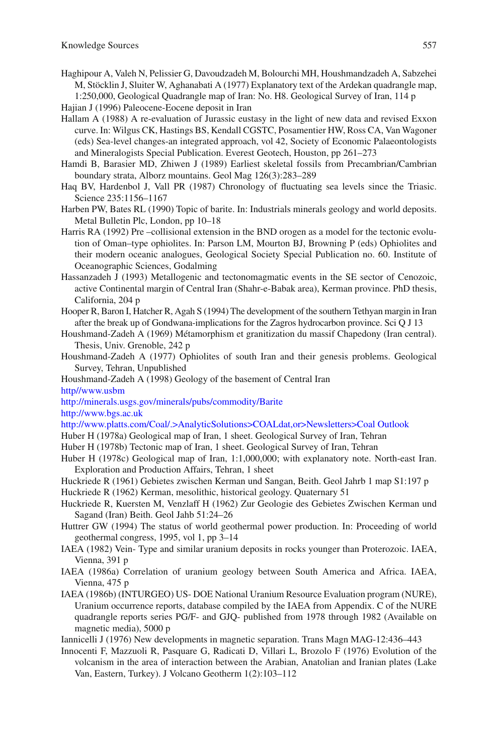Haghipour A, Valeh N, Pelissier G, Davoudzadeh M, Bolourchi MH, Houshmandzadeh A, Sabzehei M, Stöcklin J, Sluiter W, Aghanabati A (1977) Explanatory text of the Ardekan quadrangle map, 1:250,000, Geological Quadrangle map of Iran: No. H8. Geological Survey of Iran, 114 p

Hajian J (1996) Paleocene-Eocene deposit in Iran

Hallam A (1988) A re-evaluation of Jurassic eustasy in the light of new data and revised Exxon curve. In: Wilgus CK, Hastings BS, Kendall CGSTC, Posamentier HW, Ross CA, Van Wagoner (eds) Sea-level changes-an integrated approach, vol 42, Society of Economic Palaeontologists and Mineralogists Special Publication. Everest Geotech, Houston, pp 261–273

Hamdi B, Barasier MD, Zhiwen J (1989) Earliest skeletal fossils from Precambrian/Cambrian boundary strata, Alborz mountains. Geol Mag 126(3):283–289

Haq BV, Hardenbol J, Vall PR (1987) Chronology of fluctuating sea levels since the Triasic. Science 235:1156–1167

Harben PW, Bates RL (1990) Topic of barite. In: Industrials minerals geology and world deposits. Metal Bulletin Plc, London, pp 10–18

Harris RA (1992) Pre –collisional extension in the BND orogen as a model for the tectonic evolution of Oman–type ophiolites. In: Parson LM, Mourton BJ, Browning P (eds) Ophiolites and their modern oceanic analogues, Geological Society Special Publication no. 60. Institute of Oceanographic Sciences, Godalming

Hassanzadeh J (1993) Metallogenic and tectonomagmatic events in the SE sector of Cenozoic, active Continental margin of Central Iran (Shahr-e-Babak area), Kerman province. PhD thesis, California, 204 p

Hooper R, Baron I, Hatcher R, Agah S (1994) The development of the southern Tethyan margin in Iran after the break up of Gondwana-implications for the Zagros hydrocarbon province. Sci Q J 13

Houshmand-Zadeh A (1969) Métamorphism et granitization du massif Chapedony (Iran central). Thesis, Univ. Grenoble, 242 p

Houshmand-Zadeh A (1977) Ophiolites of south Iran and their genesis problems. Geological Survey, Tehran, Unpublished

Houshmand-Zadeh A (1998) Geology of the basement of Central Iran

http//www.usbm

http://minerals.usgs.gov/minerals/pubs/commodity/Barite

http://www.bgs.ac.uk

http://www.platts.com/Coal/.>AnalyticSolutions>COALdat,or>Newsletters>Coal Outlook

Huber H (1978a) Geological map of Iran, 1 sheet. Geological Survey of Iran, Tehran

Huber H (1978b) Tectonic map of Iran, 1 sheet. Geological Survey of Iran, Tehran

Huber H (1978c) Geological map of Iran, 1:1,000,000; with explanatory note. North-east Iran. Exploration and Production Affairs, Tehran, 1 sheet

Huckriede R (1961) Gebietes zwischen Kerman und Sangan, Beith. Geol Jahrb 1 map S1:197 p

Huckriede R (1962) Kerman, mesolithic, historical geology. Quaternary 51

Huckriede R, Kuersten M, Venzlaff H (1962) Zur Geologie des Gebietes Zwischen Kerman und Sagand (Iran) Beith. Geol Jahb 51:24–26

Huttrer GW (1994) The status of world geothermal power production. In: Proceeding of world geothermal congress, 1995, vol 1, pp 3–14

IAEA (1982) Vein- Type and similar uranium deposits in rocks younger than Proterozoic. IAEA, Vienna, 391 p

IAEA (1986a) Correlation of uranium geology between South America and Africa. IAEA, Vienna, 475 p

IAEA (1986b) (INTURGEO) US- DOE National Uranium Resource Evaluation program (NURE), Uranium occurrence reports, database compiled by the IAEA from Appendix. C of the NURE quadrangle reports series PG/F- and GJQ- published from 1978 through 1982 (Available on magnetic media), 5000 p

Iannicelli J (1976) New developments in magnetic separation. Trans Magn MAG-12:436–443

Innocenti F, Mazzuoli R, Pasquare G, Radicati D, Villari L, Brozolo F (1976) Evolution of the volcanism in the area of interaction between the Arabian, Anatolian and Iranian plates (Lake Van, Eastern, Turkey). J Volcano Geotherm 1(2):103–112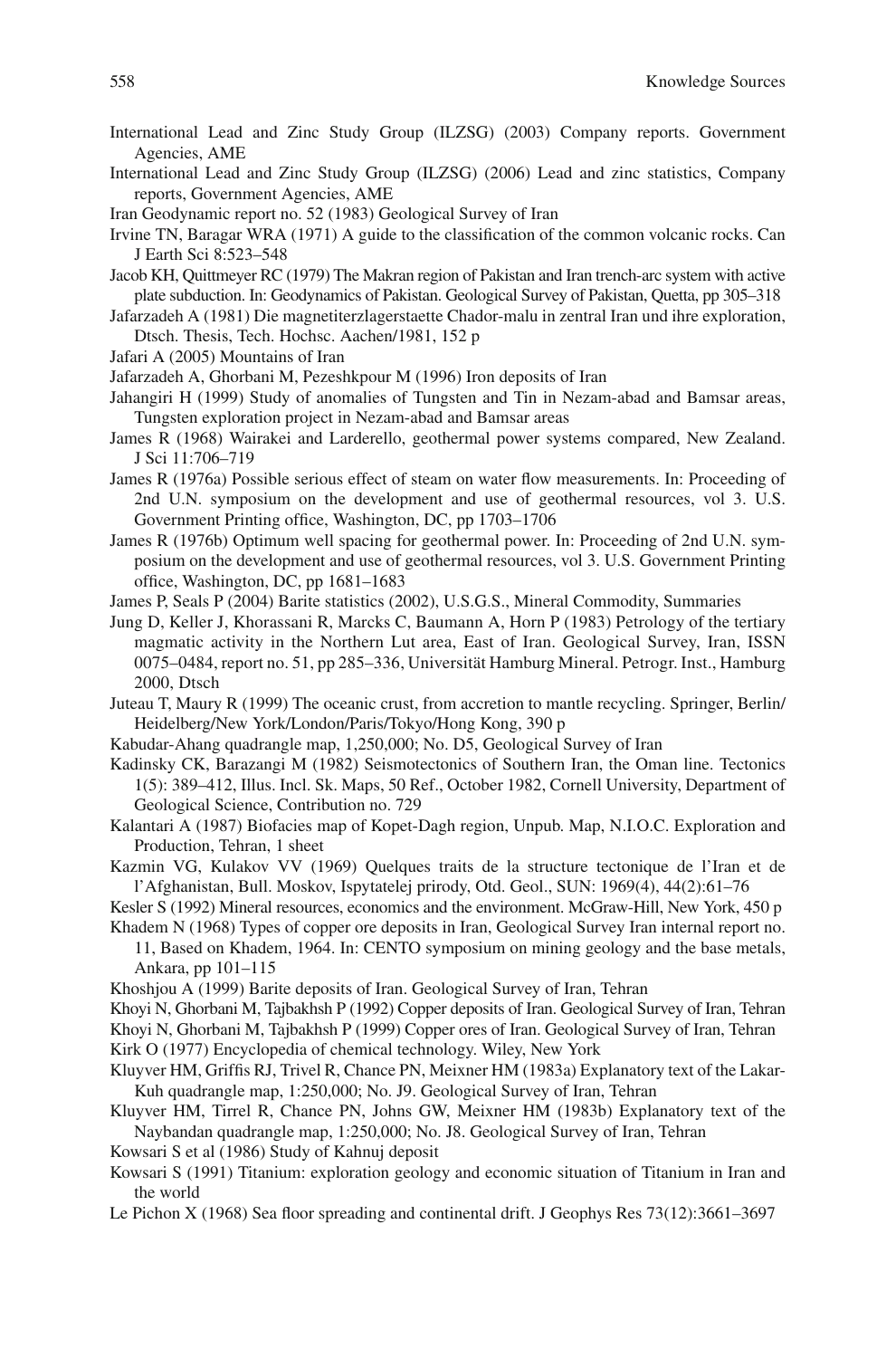International Lead and Zinc Study Group (ILZSG) (2003) Company reports. Government Agencies, AME

International Lead and Zinc Study Group (ILZSG) (2006) Lead and zinc statistics, Company reports, Government Agencies, AME

Iran Geodynamic report no. 52 (1983) Geological Survey of Iran

Irvine TN, Baragar WRA (1971) A guide to the classification of the common volcanic rocks. Can J Earth Sci 8:523–548

Jacob KH, Quittmeyer RC (1979) The Makran region of Pakistan and Iran trench-arc system with active plate subduction. In: Geodynamics of Pakistan. Geological Survey of Pakistan, Quetta, pp 305–318

Jafarzadeh A (1981) Die magnetiterzlagerstaette Chador-malu in zentral Iran und ihre exploration, Dtsch. Thesis, Tech. Hochsc. Aachen/1981, 152 p

Jafari A (2005) Mountains of Iran

Jafarzadeh A, Ghorbani M, Pezeshkpour M (1996) Iron deposits of Iran

Jahangiri H (1999) Study of anomalies of Tungsten and Tin in Nezam-abad and Bamsar areas, Tungsten exploration project in Nezam-abad and Bamsar areas

James R (1968) Wairakei and Larderello, geothermal power systems compared, New Zealand. J Sci 11:706–719

James R (1976a) Possible serious effect of steam on water flow measurements. In: Proceeding of 2nd U.N. symposium on the development and use of geothermal resources, vol 3. U.S. Government Printing office, Washington, DC, pp 1703–1706

James R (1976b) Optimum well spacing for geothermal power. In: Proceeding of 2nd U.N. symposium on the development and use of geothermal resources, vol 3. U.S. Government Printing office, Washington, DC, pp 1681–1683

James P, Seals P (2004) Barite statistics (2002), U.S.G.S., Mineral Commodity, Summaries

Jung D, Keller J, Khorassani R, Marcks C, Baumann A, Horn P (1983) Petrology of the tertiary magmatic activity in the Northern Lut area, East of Iran. Geological Survey, Iran, ISSN 0075–0484, report no. 51, pp 285–336, Universität Hamburg Mineral. Petrogr. Inst., Hamburg 2000, Dtsch

Juteau T, Maury R (1999) The oceanic crust, from accretion to mantle recycling. Springer, Berlin/Heidelberg/New York/London/Paris/Tokyo/Hong Kong, 390 p

Kabudar-Ahang quadrangle map, 1,250,000; No. D5, Geological Survey of Iran

Kadinsky CK, Barazangi M (1982) Seismotectonics of Southern Iran, the Oman line. Tectonics 1(5): 389–412, Illus. Incl. Sk. Maps, 50 Ref., October 1982, Cornell University, Department of Geological Science, Contribution no. 729

Kalantari A (1987) Biofacies map of Kopet-Dagh region, Unpub. Map, N.I.O.C. Exploration and Production, Tehran, 1 sheet

Kazmin VG, Kulakov VV (1969) Quelques traits de la structure tectonique de l'Iran et de l'Afghanistan, Bull. Moskov, Ispytatelej prirody, Otd. Geol., SUN: 1969(4), 44(2):61–76

Kesler S (1992) Mineral resources, economics and the environment. McGraw-Hill, New York, 450 p

Khadem N (1968) Types of copper ore deposits in Iran, Geological Survey Iran internal report no. 11, Based on Khadem, 1964. In: CENTO symposium on mining geology and the base metals, Ankara, pp 101–115

Khoshjou A (1999) Barite deposits of Iran. Geological Survey of Iran, Tehran

Khoyi N, Ghorbani M, Tajbakhsh P (1992) Copper deposits of Iran. Geological Survey of Iran, Tehran

Khoyi N, Ghorbani M, Tajbakhsh P (1999) Copper ores of Iran. Geological Survey of Iran, Tehran

Kirk O (1977) Encyclopedia of chemical technology. Wiley, New York

Kluyver HM, Griffis RJ, Trivel R, Chance PN, Meixner HM (1983a) Explanatory text of the Lakar-Kuh quadrangle map, 1:250,000; No. J9. Geological Survey of Iran, Tehran

Kluyver HM, Tirrel R, Chance PN, Johns GW, Meixner HM (1983b) Explanatory text of the Naybandan quadrangle map, 1:250,000; No. J8. Geological Survey of Iran, Tehran

Kowsari S et al (1986) Study of Kahnuj deposit

Kowsari S (1991) Titanium: exploration geology and economic situation of Titanium in Iran and the world

Le Pichon X (1968) Sea floor spreading and continental drift. J Geophys Res 73(12):3661–3697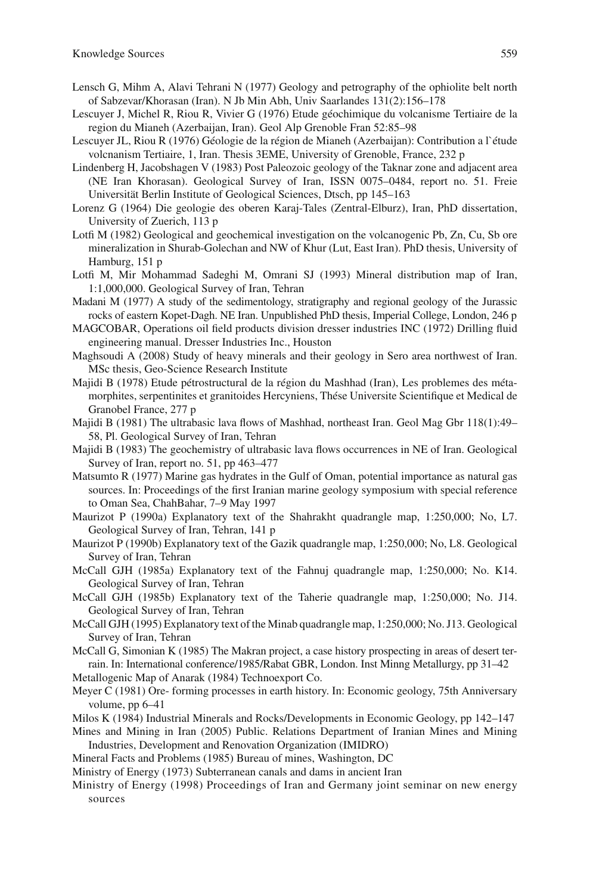Lensch G, Mihm A, Alavi Tehrani N (1977) Geology and petrography of the ophiolite belt north of Sabzevar/Khorasan (Iran). N Jb Min Abh, Univ Saarlandes 131(2):156–178

Lescuyer J, Michel R, Riou R, Vivier G (1976) Etude géochimique du volcanisme Tertiaire de la region du Mianeh (Azerbaijan, Iran). Geol Alp Grenoble Fran 52:85–98

Lescuyer JL, Riou R (1976) Géologie de la région de Mianeh (Azerbaijan): Contribution a l`étude volcnanism Tertiaire, 1, Iran. Thesis 3EME, University of Grenoble, France, 232 p

Lindenberg H, Jacobshagen V (1983) Post Paleozoic geology of the Taknar zone and adjacent area (NE Iran Khorasan). Geological Survey of Iran, ISSN 0075–0484, report no. 51. Freie Universität Berlin Institute of Geological Sciences, Dtsch, pp 145–163

Lorenz G (1964) Die geologie des oberen Karaj-Tales (Zentral-Elburz), Iran, PhD dissertation, University of Zuerich, 113 p

Lotfi M (1982) Geological and geochemical investigation on the volcanogenic Pb, Zn, Cu, Sb ore mineralization in Shurab-Golechan and NW of Khur (Lut, East Iran). PhD thesis, University of Hamburg, 151 p

Lotfi M, Mir Mohammad Sadeghi M, Omrani SJ (1993) Mineral distribution map of Iran, 1:1,000,000. Geological Survey of Iran, Tehran

Madani M (1977) A study of the sedimentology, stratigraphy and regional geology of the Jurassic rocks of eastern Kopet-Dagh. NE Iran. Unpublished PhD thesis, Imperial College, London, 246 p

MAGCOBAR, Operations oil field products division dresser industries INC (1972) Drilling fluid engineering manual. Dresser Industries Inc., Houston

Maghsoudi A (2008) Study of heavy minerals and their geology in Sero area northwest of Iran. MSc thesis, Geo-Science Research Institute

Majidi B (1978) Etude pétrostructural de la région du Mashhad (Iran), Les problemes des métamorphites, serpentinites et granitoides Hercyniens, Thése Universite Scientifique et Medical de Granobel France, 277 p

Majidi B (1981) The ultrabasic lava flows of Mashhad, northeast Iran. Geol Mag Gbr 118(1):49–58, Pl. Geological Survey of Iran, Tehran

Majidi B (1983) The geochemistry of ultrabasic lava flows occurrences in NE of Iran. Geological Survey of Iran, report no. 51, pp 463–477

Matsumto R (1977) Marine gas hydrates in the Gulf of Oman, potential importance as natural gas sources. In: Proceedings of the first Iranian marine geology symposium with special reference to Oman Sea, ChahBahar, 7–9 May 1997

Maurizot P (1990a) Explanatory text of the Shahrakht quadrangle map, 1:250,000; No, L7. Geological Survey of Iran, Tehran, 141 p

Maurizot P (1990b) Explanatory text of the Gazik quadrangle map, 1:250,000; No, L8. Geological Survey of Iran, Tehran

McCall GJH (1985a) Explanatory text of the Fahnuj quadrangle map, 1:250,000; No. K14. Geological Survey of Iran, Tehran

McCall GJH (1985b) Explanatory text of the Taherie quadrangle map, 1:250,000; No. J14. Geological Survey of Iran, Tehran

McCall GJH (1995) Explanatory text of the Minab quadrangle map, 1:250,000; No. J13. Geological Survey of Iran, Tehran

McCall G, Simonian K (1985) The Makran project, a case history prospecting in areas of desert terrain. In: International conference/1985/Rabat GBR, London. Inst Minng Metallurgy, pp 31–42

Metallogenic Map of Anarak (1984) Technoexport Co.

Meyer C (1981) Ore- forming processes in earth history. In: Economic geology, 75th Anniversary volume, pp 6–41

Milos K (1984) Industrial Minerals and Rocks/Developments in Economic Geology, pp 142–147

Mines and Mining in Iran (2005) Public. Relations Department of Iranian Mines and Mining Industries, Development and Renovation Organization (IMIDRO)

Mineral Facts and Problems (1985) Bureau of mines, Washington, DC

Ministry of Energy (1973) Subterranean canals and dams in ancient Iran

Ministry of Energy (1998) Proceedings of Iran and Germany joint seminar on new energy sources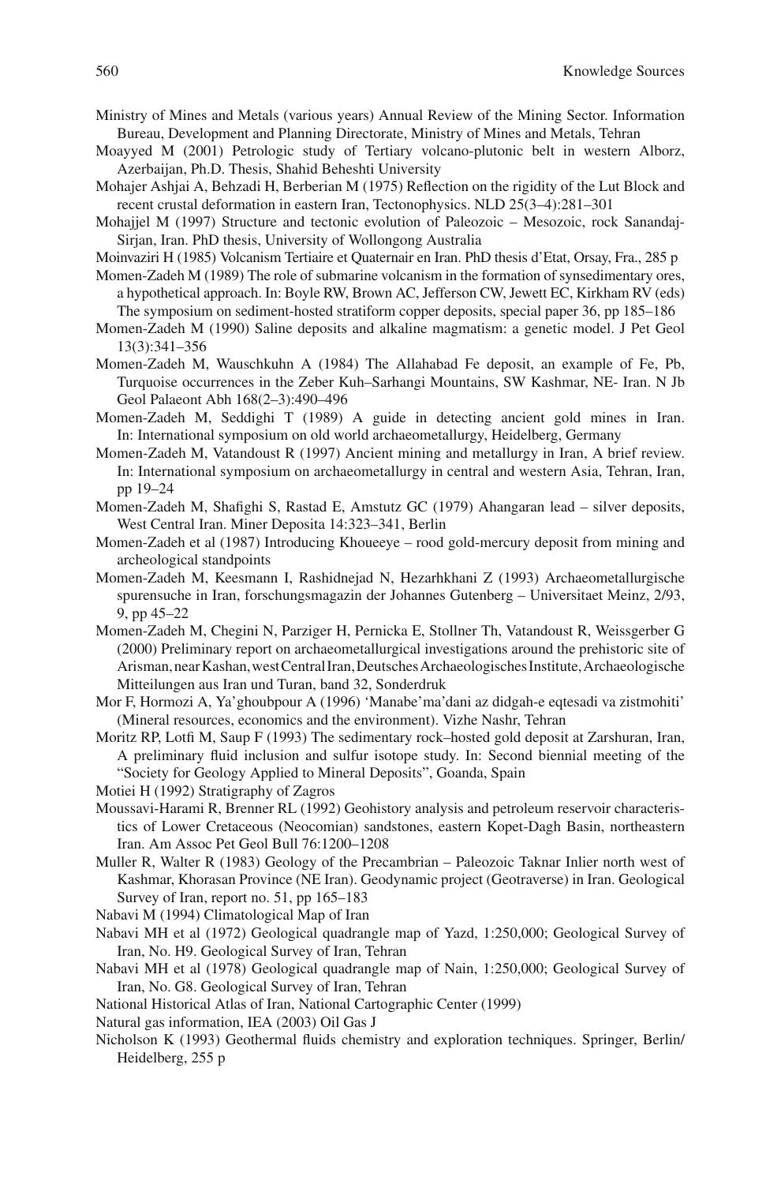Ministry of Mines and Metals (various years) Annual Review of the Mining Sector. Information Bureau, Development and Planning Directorate, Ministry of Mines and Metals, Tehran

Moayyed M (2001) Petrologic study of Tertiary volcano-plutonic belt in western Alborz, Azerbaijan, Ph.D. Thesis, Shahid Beheshti University

Mohajer Ashjai A, Behzadi H, Berberian M (1975) Reflection on the rigidity of the Lut Block and recent crustal deformation in eastern Iran, Tectonophysics. NLD 25(3–4):281–301

Mohajjel M (1997) Structure and tectonic evolution of Paleozoic – Mesozoic, rock Sanandaj-Sirjan, Iran. PhD thesis, University of Wollongong Australia

Moinvaziri H (1985) Volcanism Tertiaire et Quaternair en Iran. PhD thesis d'Etat, Orsay, Fra., 285 p

Momen-Zadeh M (1989) The role of submarine volcanism in the formation of synsedimentary ores, a hypothetical approach. In: Boyle RW, Brown AC, Jefferson CW, Jewett EC, Kirkham RV (eds) The symposium on sediment-hosted stratiform copper deposits, special paper 36, pp 185–186

Momen-Zadeh M (1990) Saline deposits and alkaline magmatism: a genetic model. J Pet Geol 13(3):341–356

Momen-Zadeh M, Wauschkuhn A (1984) The Allahabad Fe deposit, an example of Fe, Pb, Turquoise occurrences in the Zeber Kuh–Sarhangi Mountains, SW Kashmar, NE- Iran. N Jb Geol Palaeont Abh 168(2–3):490–496

Momen-Zadeh M, Seddighi T (1989) A guide in detecting ancient gold mines in Iran. In: International symposium on old world archaeometallurgy, Heidelberg, Germany

Momen-Zadeh M, Vatandoust R (1997) Ancient mining and metallurgy in Iran, A brief review. In: International symposium on archaeometallurgy in central and western Asia, Tehran, Iran, pp 19–24

Momen-Zadeh M, Shafighi S, Rastad E, Amstutz GC (1979) Ahangaran lead – silver deposits, West Central Iran. Miner Deposita 14:323–341, Berlin

Momen-Zadeh et al (1987) Introducing Khoueeye – rood gold-mercury deposit from mining and archeological standpoints

Momen-Zadeh M, Keesmann I, Rashidnejad N, Hezarhkhani Z (1993) Archaeometallurgische spurensuche in Iran, forschungsmagazin der Johannes Gutenberg – Universitaet Meinz, 2/93, 9, pp 45–22

Momen-Zadeh M, Chegini N, Parziger H, Pernicka E, Stollner Th, Vatandoust R, Weissgerber G (2000) Preliminary report on archaeometallurgical investigations around the prehistoric site of Arisman, near Kashan, west Central Iran, Deutsches Archaeologisches Institute, Archaeologische Mitteilungen aus Iran und Turan, band 32, Sonderdruk

Mor F, Hormozi A, Ya'ghoubpour A (1996) 'Manabe'ma'dani az didgah-e eqtesadi va zistmohiti' (Mineral resources, economics and the environment). Vizhe Nashr, Tehran

Moritz RP, Lotfi M, Saup F (1993) The sedimentary rock–hosted gold deposit at Zarshuran, Iran, A preliminary fluid inclusion and sulfur isotope study. In: Second biennial meeting of the "Society for Geology Applied to Mineral Deposits", Goanda, Spain

Motiei H (1992) Stratigraphy of Zagros

Moussavi-Harami R, Brenner RL (1992) Geohistory analysis and petroleum reservoir characteristics of Lower Cretaceous (Neocomian) sandstones, eastern Kopet-Dagh Basin, northeastern Iran. Am Assoc Pet Geol Bull 76:1200–1208

Muller R, Walter R (1983) Geology of the Precambrian – Paleozoic Taknar Inlier north west of Kashmar, Khorasan Province (NE Iran). Geodynamic project (Geotraverse) in Iran. Geological Survey of Iran, report no. 51, pp 165–183

Nabavi M (1994) Climatological Map of Iran

Nabavi MH et al (1972) Geological quadrangle map of Yazd, 1:250,000; Geological Survey of Iran, No. H9. Geological Survey of Iran, Tehran

Nabavi MH et al (1978) Geological quadrangle map of Nain, 1:250,000; Geological Survey of Iran, No. G8. Geological Survey of Iran, Tehran

National Historical Atlas of Iran, National Cartographic Center (1999)

Natural gas information, IEA (2003) Oil Gas J

Nicholson K (1993) Geothermal fluids chemistry and exploration techniques. Springer, Berlin/Heidelberg, 255 p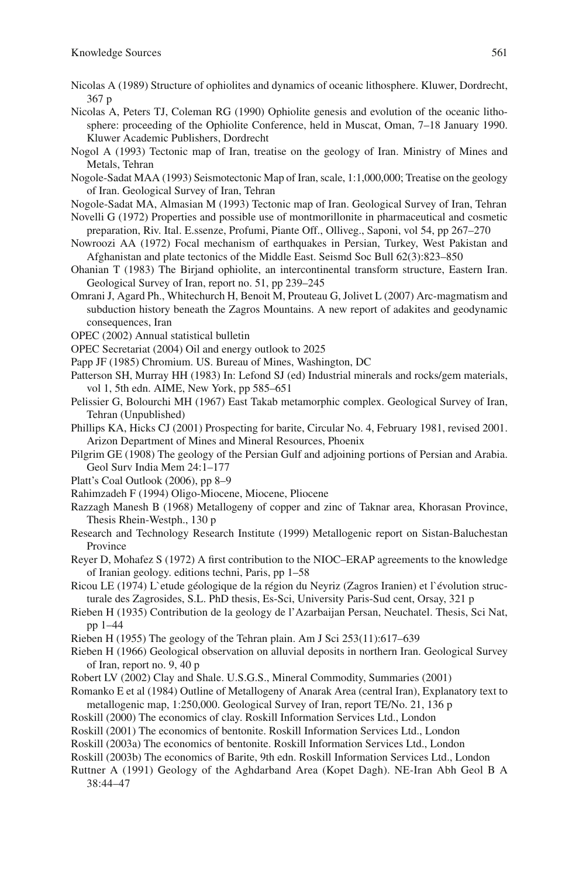Nicolas A (1989) Structure of ophiolites and dynamics of oceanic lithosphere. Kluwer, Dordrecht, 367 p

Nicolas A, Peters TJ, Coleman RG (1990) Ophiolite genesis and evolution of the oceanic lithosphere: proceeding of the Ophiolite Conference, held in Muscat, Oman, 7–18 January 1990. Kluwer Academic Publishers, Dordrecht

Nogol A (1993) Tectonic map of Iran, treatise on the geology of Iran. Ministry of Mines and Metals, Tehran

Nogole-Sadat MAA (1993) Seismotectonic Map of Iran, scale, 1:1,000,000; Treatise on the geology of Iran. Geological Survey of Iran, Tehran

Nogole-Sadat MA, Almasian M (1993) Tectonic map of Iran. Geological Survey of Iran, Tehran

Novelli G (1972) Properties and possible use of montmorillonite in pharmaceutical and cosmetic preparation, Riv. Ital. E.ssenze, Profumi, Piante Off., Olliveg., Saponi, vol 54, pp 267–270

Nowroozi AA (1972) Focal mechanism of earthquakes in Persian, Turkey, West Pakistan and Afghanistan and plate tectonics of the Middle East. Seismd Soc Bull 62(3):823–850

Ohanian T (1983) The Birjand ophiolite, an intercontinental transform structure, Eastern Iran. Geological Survey of Iran, report no. 51, pp 239–245

Omrani J, Agard Ph., Whitechurch H, Benoit M, Prouteau G, Jolivet L (2007) Arc-magmatism and subduction history beneath the Zagros Mountains. A new report of adakites and geodynamic consequences, Iran

OPEC (2002) Annual statistical bulletin

OPEC Secretariat (2004) Oil and energy outlook to 2025

Papp JF (1985) Chromium. US. Bureau of Mines, Washington, DC

Patterson SH, Murray HH (1983) In: Lefond SJ (ed) Industrial minerals and rocks/gem materials, vol 1, 5th edn. AIME, New York, pp 585–651

Pelissier G, Bolourchi MH (1967) East Takab metamorphic complex. Geological Survey of Iran, Tehran (Unpublished)

Phillips KA, Hicks CJ (2001) Prospecting for barite, Circular No. 4, February 1981, revised 2001. Arizon Department of Mines and Mineral Resources, Phoenix

Pilgrim GE (1908) The geology of the Persian Gulf and adjoining portions of Persian and Arabia. Geol Surv India Mem 24:1–177

Platt's Coal Outlook (2006), pp 8–9

Rahimzadeh F (1994) Oligo-Miocene, Miocene, Pliocene

Razzagh Manesh B (1968) Metallogeny of copper and zinc of Taknar area, Khorasan Province, Thesis Rhein-Westph., 130 p

Research and Technology Research Institute (1999) Metallogenic report on Sistan-Baluchestan Province

Reyer D, Mohafez S (1972) A first contribution to the NIOC–ERAP agreements to the knowledge of Iranian geology. editions techni, Paris, pp 1–58

Ricou LE (1974) L`etude géologique de la région du Neyriz (Zagros Iranien) et l`évolution structurale des Zagrosides, S.L. PhD thesis, Es-Sci, University Paris-Sud cent, Orsay, 321 p

Rieben H (1935) Contribution de la geology de l'Azarbaijan Persan, Neuchatel. Thesis, Sci Nat, pp 1–44

Rieben H (1955) The geology of the Tehran plain. Am J Sci 253(11):617–639

Rieben H (1966) Geological observation on alluvial deposits in northern Iran. Geological Survey of Iran, report no. 9, 40 p

Robert LV (2002) Clay and Shale. U.S.G.S., Mineral Commodity, Summaries (2001)

Romanko E et al (1984) Outline of Metallogeny of Anarak Area (central Iran), Explanatory text to metallogenic map, 1:250,000. Geological Survey of Iran, report TE/No. 21, 136 p

Roskill (2000) The economics of clay. Roskill Information Services Ltd., London

Roskill (2001) The economics of bentonite. Roskill Information Services Ltd., London

Roskill (2003a) The economics of bentonite. Roskill Information Services Ltd., London

Roskill (2003b) The economics of Barite, 9th edn. Roskill Information Services Ltd., London

Ruttner A (1991) Geology of the Aghdarband Area (Kopet Dagh). NE-Iran Abh Geol B A 38:44–47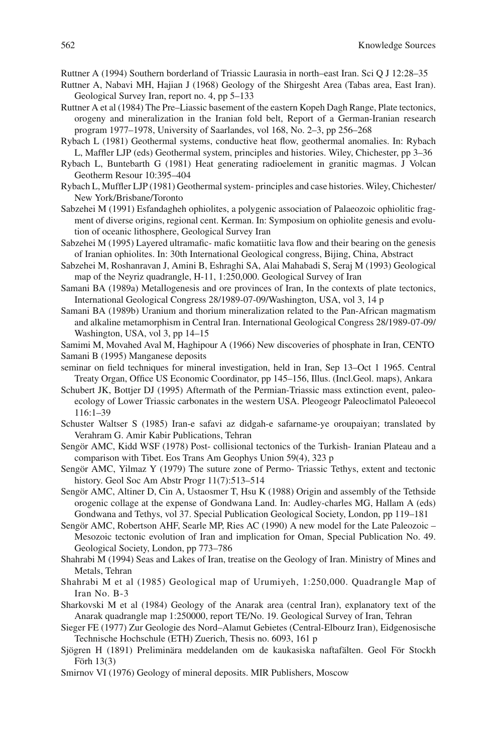Ruttner A (1994) Southern borderland of Triassic Laurasia in north–east Iran. Sci Q J 12:28–35

Ruttner A, Nabavi MH, Hajian J (1968) Geology of the Shirgesht Area (Tabas area, East Iran). Geological Survey Iran, report no. 4, pp 5–133

Ruttner A et al (1984) The Pre–Liassic basement of the eastern Kopeh Dagh Range, Plate tectonics, orogeny and mineralization in the Iranian fold belt, Report of a German-Iranian research program 1977–1978, University of Saarlandes, vol 168, No. 2–3, pp 256–268

Rybach L (1981) Geothermal systems, conductive heat flow, geothermal anomalies. In: Rybach L, Maffler LJP (eds) Geothermal system, principles and histories. Wiley, Chichester, pp 3–36

Rybach L, Buntebarth G (1981) Heat generating radioelement in granitic magmas. J Volcan Geotherm Resour 10:395–404

Rybach L, Muffler LJP (1981) Geothermal system- principles and case histories. Wiley, Chichester/New York/Brisbane/Toronto

Sabzehei M (1991) Esfandagheh ophiolites, a polygenic association of Palaeozoic ophiolitic fragment of diverse origins, regional cent. Kerman. In: Symposium on ophiolite genesis and evolution of oceanic lithosphere, Geological Survey Iran

Sabzehei M (1995) Layered ultramafic- mafic komatiitic lava flow and their bearing on the genesis of Iranian ophiolites. In: 30th International Geological congress, Bijing, China, Abstract

Sabzehei M, Roshanravan J, Amini B, Eshraghi SA, Alai Mahabadi S, Seraj M (1993) Geological map of the Neyriz quadrangle, H-11, 1:250,000. Geological Survey of Iran

Samani BA (1989a) Metallogenesis and ore provinces of Iran, In the contexts of plate tectonics, International Geological Congress 28/1989-07-09/Washington, USA, vol 3, 14 p

Samani BA (1989b) Uranium and thorium mineralization related to the Pan-African magmatism and alkaline metamorphism in Central Iran. International Geological Congress 28/1989-07-09/Washington, USA, vol 3, pp 14–15

Samimi M, Movahed Aval M, Haghipour A (1966) New discoveries of phosphate in Iran, CENTO

Samani B (1995) Manganese deposits

seminar on field techniques for mineral investigation, held in Iran, Sep 13–Oct 1 1965. Central Treaty Organ, Office US Economic Coordinator, pp 145–156, Illus. (Incl.Geol. maps), Ankara

Schubert JK, Bottjer DJ (1995) Aftermath of the Permian-Triassic mass extinction event, paleoecology of Lower Triassic carbonates in the western USA. Pleogeogr Paleoclimatol Paleoecol 116:1–39

Schuster Waltser S (1985) Iran-e safavi az didgah-e safarname-ye oroupaiyan; translated by Verahram G. Amir Kabir Publications, Tehran

Sengör AMC, Kidd WSF (1978) Post- collisional tectonics of the Turkish- Iranian Plateau and a comparison with Tibet. Eos Trans Am Geophys Union 59(4), 323 p

Sengör AMC, Yilmaz Y (1979) The suture zone of Permo- Triassic Tethys, extent and tectonic history. Geol Soc Am Abstr Progr 11(7):513–514

Sengör AMC, Altiner D, Cin A, Ustaosmer T, Hsu K (1988) Origin and assembly of the Tethside orogenic collage at the expense of Gondwana Land. In: Audley-charles MG, Hallam A (eds) Gondwana and Tethys, vol 37. Special Publication Geological Society, London, pp 119–181

Sengör AMC, Robertson AHF, Searle MP, Ries AC (1990) A new model for the Late Paleozoic – Mesozoic tectonic evolution of Iran and implication for Oman, Special Publication No. 49. Geological Society, London, pp 773–786

Shahrabi M (1994) Seas and Lakes of Iran, treatise on the Geology of Iran. Ministry of Mines and Metals, Tehran

Shahrabi M et al (1985) Geological map of Urumiyeh, 1:250,000. Quadrangle Map of Iran No. B-3

Sharkovski M et al (1984) Geology of the Anarak area (central Iran), explanatory text of the Anarak quadrangle map 1:250000, report TE/No. 19. Geological Survey of Iran, Tehran

Sieger FE (1977) Zur Geologie des Nord–Alamut Gebietes (Central-Elbourz Iran), Eidgenosische Technische Hochschule (ETH) Zuerich, Thesis no. 6093, 161 p

Sjögren H (1891) Preliminära meddelanden om de kaukasiska naftafälten. Geol För Stockh Förh 13(3)

Smirnov VI (1976) Geology of mineral deposits. MIR Publishers, Moscow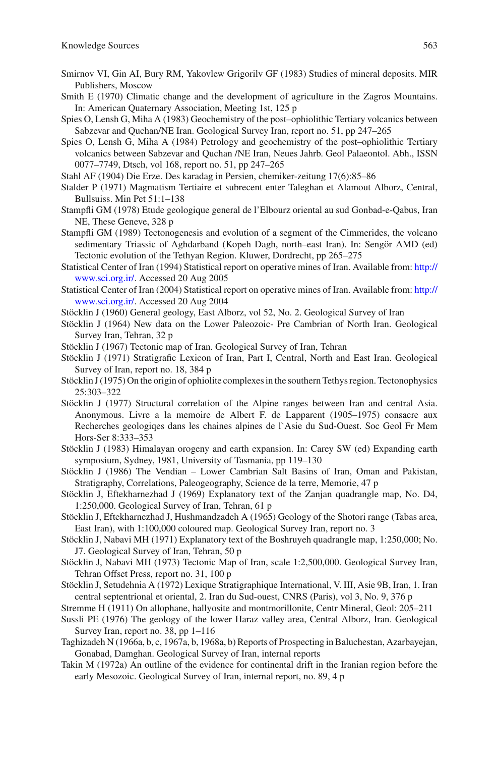Smirnov VI, Gin AI, Bury RM, Yakovlew Grigorilv GF (1983) Studies of mineral deposits. MIR Publishers, Moscow

Smith E (1970) Climatic change and the development of agriculture in the Zagros Mountains. In: American Quaternary Association, Meeting 1st, 125 p

Spies O, Lensh G, Miha A (1983) Geochemistry of the post–ophiolithic Tertiary volcanics between Sabzevar and Quchan/NE Iran. Geological Survey Iran, report no. 51, pp 247–265

Spies O, Lensh G, Miha A (1984) Petrology and geochemistry of the post–ophiolithic Tertiary volcanics between Sabzevar and Quchan /NE Iran, Neues Jahrb. Geol Palaeontol. Abh., ISSN 0077–7749, Dtsch, vol 168, report no. 51, pp 247–265

Stahl AF (1904) Die Erze. Des karadag in Persien, chemiker-zeitung 17(6):85–86

Stalder P (1971) Magmatism Tertiaire et subrecent enter Taleghan et Alamout Alborz, Central, Bullsuiss. Min Pet 51:1–138

Stampfli GM (1978) Etude geologique general de l'Elbourz oriental au sud Gonbad-e-Qabus, Iran NE, These Geneve, 328 p

Stampfli GM (1989) Tectonogenesis and evolution of a segment of the Cimmerides, the volcano sedimentary Triassic of Aghdarband (Kopeh Dagh, north–east Iran). In: Sengör AMD (ed) Tectonic evolution of the Tethyan Region. Kluwer, Dordrecht, pp 265–275

Statistical Center of Iran (1994) Statistical report on operative mines of Iran. Available from: http://www.sci.org.ir/. Accessed 20 Aug 2005

Statistical Center of Iran (2004) Statistical report on operative mines of Iran. Available from: http://www.sci.org.ir/. Accessed 20 Aug 2004

Stöcklin J (1960) General geology, East Alborz, vol 52, No. 2. Geological Survey of Iran

Stöcklin J (1964) New data on the Lower Paleozoic- Pre Cambrian of North Iran. Geological Survey Iran, Tehran, 32 p

Stöcklin J (1967) Tectonic map of Iran. Geological Survey of Iran, Tehran

Stöcklin J (1971) Stratigrafic Lexicon of Iran, Part I, Central, North and East Iran. Geological Survey of Iran, report no. 18, 384 p

Stöcklin J (1975) On the origin of ophiolite complexes in the southern Tethys region. Tectonophysics 25:303–322

Stöcklin J (1977) Structural correlation of the Alpine ranges between Iran and central Asia. Anonymous. Livre a la memoire de Albert F. de Lapparent (1905–1975) consacre aux Recherches geologiqes dans les chaines alpines de l`Asie du Sud-Ouest. Soc Geol Fr Mem Hors-Ser 8:333–353

Stöcklin J (1983) Himalayan orogeny and earth expansion. In: Carey SW (ed) Expanding earth symposium, Sydney, 1981, University of Tasmania, pp 119–130

Stöcklin J (1986) The Vendian – Lower Cambrian Salt Basins of Iran, Oman and Pakistan, Stratigraphy, Correlations, Paleogeography, Science de la terre, Memorie, 47 p

Stöcklin J, Eftekharnezhad J (1969) Explanatory text of the Zanjan quadrangle map, No. D4, 1:250,000. Geological Survey of Iran, Tehran, 61 p

Stöcklin J, Eftekharnezhad J, Hushmandzadeh A (1965) Geology of the Shotori range (Tabas area, East Iran), with 1:100,000 coloured map. Geological Survey Iran, report no. 3

Stöcklin J, Nabavi MH (1971) Explanatory text of the Boshruyeh quadrangle map, 1:250,000; No. J7. Geological Survey of Iran, Tehran, 50 p

Stöcklin J, Nabavi MH (1973) Tectonic Map of Iran, scale 1:2,500,000. Geological Survey Iran, Tehran Offset Press, report no. 31, 100 p

Stöcklin J, Setudehnia A (1972) Lexique Stratigraphique International, V. III, Asie 9B, Iran, 1. Iran central septentrional et oriental, 2. Iran du Sud-ouest, CNRS (Paris), vol 3, No. 9, 376 p

Stremme H (1911) On allophane, hallyosite and montmorillonite, Centr Mineral, Geol: 205–211

Sussli PE (1976) The geology of the lower Haraz valley area, Central Alborz, Iran. Geological Survey Iran, report no. 38, pp 1–116

Taghizadeh N (1966a, b, c, 1967a, b, 1968a, b) Reports of Prospecting in Baluchestan, Azarbayejan, Gonabad, Damghan. Geological Survey of Iran, internal reports

Takin M (1972a) An outline of the evidence for continental drift in the Iranian region before the early Mesozoic. Geological Survey of Iran, internal report, no. 89, 4 p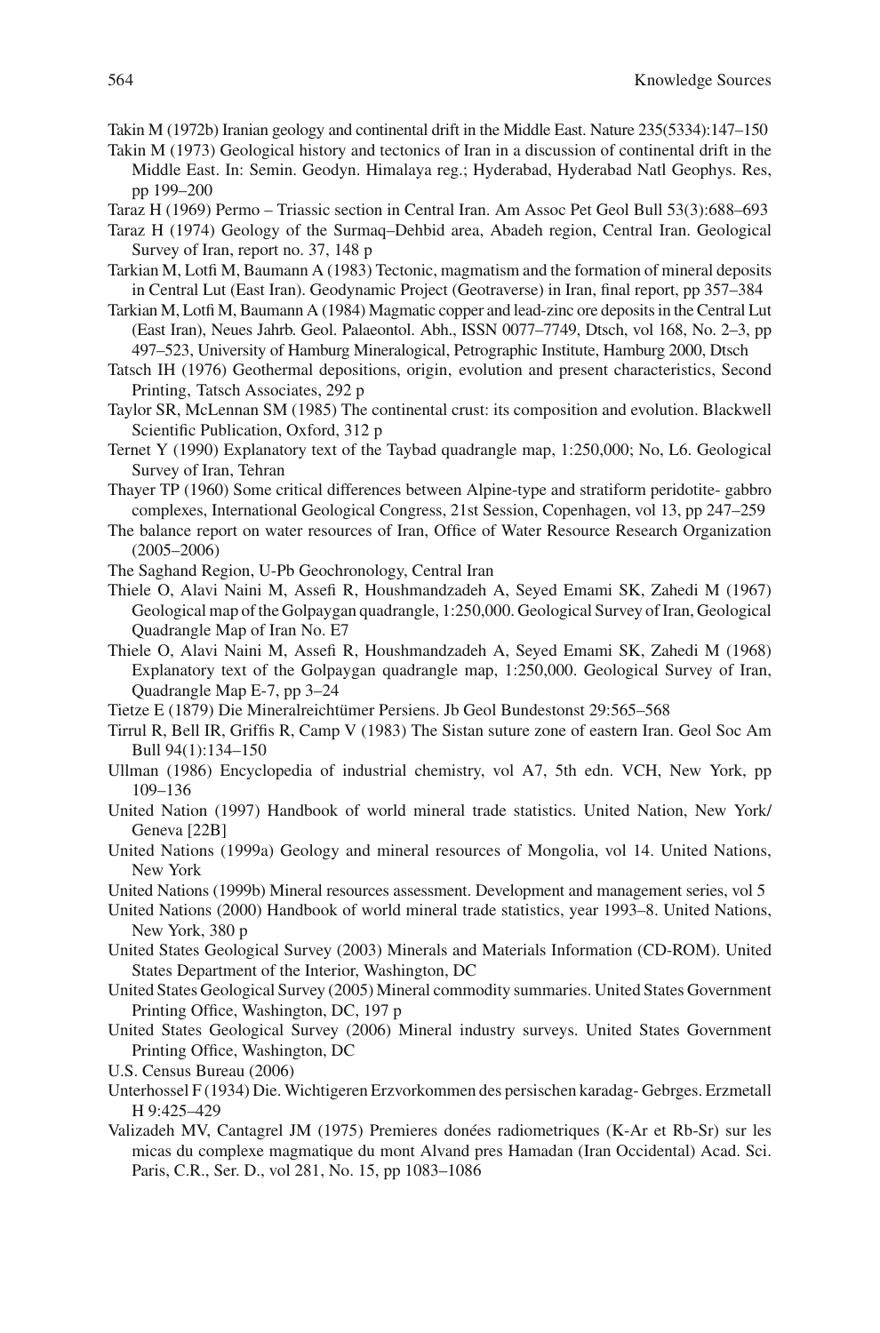Takin M (1972b) Iranian geology and continental drift in the Middle East. Nature 235(5334):147–150

Takin M (1973) Geological history and tectonics of Iran in a discussion of continental drift in the Middle East. In: Semin. Geodyn. Himalaya reg.; Hyderabad, Hyderabad Natl Geophys. Res, pp 199–200

Taraz H (1969) Permo – Triassic section in Central Iran. Am Assoc Pet Geol Bull 53(3):688–693

Taraz H (1974) Geology of the Surmaq–Dehbid area, Abadeh region, Central Iran. Geological Survey of Iran, report no. 37, 148 p

Tarkian M, Lotfi M, Baumann A (1983) Tectonic, magmatism and the formation of mineral deposits in Central Lut (East Iran). Geodynamic Project (Geotraverse) in Iran, final report, pp 357–384

Tarkian M, Lotfi M, Baumann A (1984) Magmatic copper and lead-zinc ore deposits in the Central Lut (East Iran), Neues Jahrb. Geol. Palaeontol. Abh., ISSN 0077–7749, Dtsch, vol 168, No. 2–3, pp 497–523, University of Hamburg Mineralogical, Petrographic Institute, Hamburg 2000, Dtsch

Tatsch IH (1976) Geothermal depositions, origin, evolution and present characteristics, Second Printing, Tatsch Associates, 292 p

Taylor SR, McLennan SM (1985) The continental crust: its composition and evolution. Blackwell Scientific Publication, Oxford, 312 p

Ternet Y (1990) Explanatory text of the Taybad quadrangle map, 1:250,000; No, L6. Geological Survey of Iran, Tehran

Thayer TP (1960) Some critical differences between Alpine-type and stratiform peridotite- gabbro complexes, International Geological Congress, 21st Session, Copenhagen, vol 13, pp 247–259

The balance report on water resources of Iran, Office of Water Resource Research Organization (2005–2006)

The Saghand Region, U-Pb Geochronology, Central Iran

Thiele O, Alavi Naini M, Assefi R, Houshmandzadeh A, Seyed Emami SK, Zahedi M (1967) Geological map of the Golpaygan quadrangle, 1:250,000. Geological Survey of Iran, Geological Quadrangle Map of Iran No. E7

Thiele O, Alavi Naini M, Assefi R, Houshmandzadeh A, Seyed Emami SK, Zahedi M (1968) Explanatory text of the Golpaygan quadrangle map, 1:250,000. Geological Survey of Iran, Quadrangle Map E-7, pp 3–24

Tietze E (1879) Die Mineralreichtümer Persiens. Jb Geol Bundestonst 29:565–568

Tirrul R, Bell IR, Griffis R, Camp V (1983) The Sistan suture zone of eastern Iran. Geol Soc Am Bull 94(1):134–150

Ullman (1986) Encyclopedia of industrial chemistry, vol A7, 5th edn. VCH, New York, pp 109–136

United Nation (1997) Handbook of world mineral trade statistics. United Nation, New York/ Geneva [22B]

United Nations (1999a) Geology and mineral resources of Mongolia, vol 14. United Nations, New York

United Nations (1999b) Mineral resources assessment. Development and management series, vol 5

United Nations (2000) Handbook of world mineral trade statistics, year 1993–8. United Nations, New York, 380 p

United States Geological Survey (2003) Minerals and Materials Information (CD-ROM). United States Department of the Interior, Washington, DC

United States Geological Survey (2005) Mineral commodity summaries. United States Government Printing Office, Washington, DC, 197 p

United States Geological Survey (2006) Mineral industry surveys. United States Government Printing Office, Washington, DC

U.S. Census Bureau (2006)

Unterhossel F (1934) Die. Wichtigeren Erzvorkommen des persischen karadag- Gebrges. Erzmetall H 9:425–429

Valizadeh MV, Cantagrel JM (1975) Premieres donées radiometriques (K-Ar et Rb-Sr) sur les micas du complexe magmatique du mont Alvand pres Hamadan (Iran Occidental) Acad. Sci. Paris, C.R., Ser. D., vol 281, No. 15, pp 1083–1086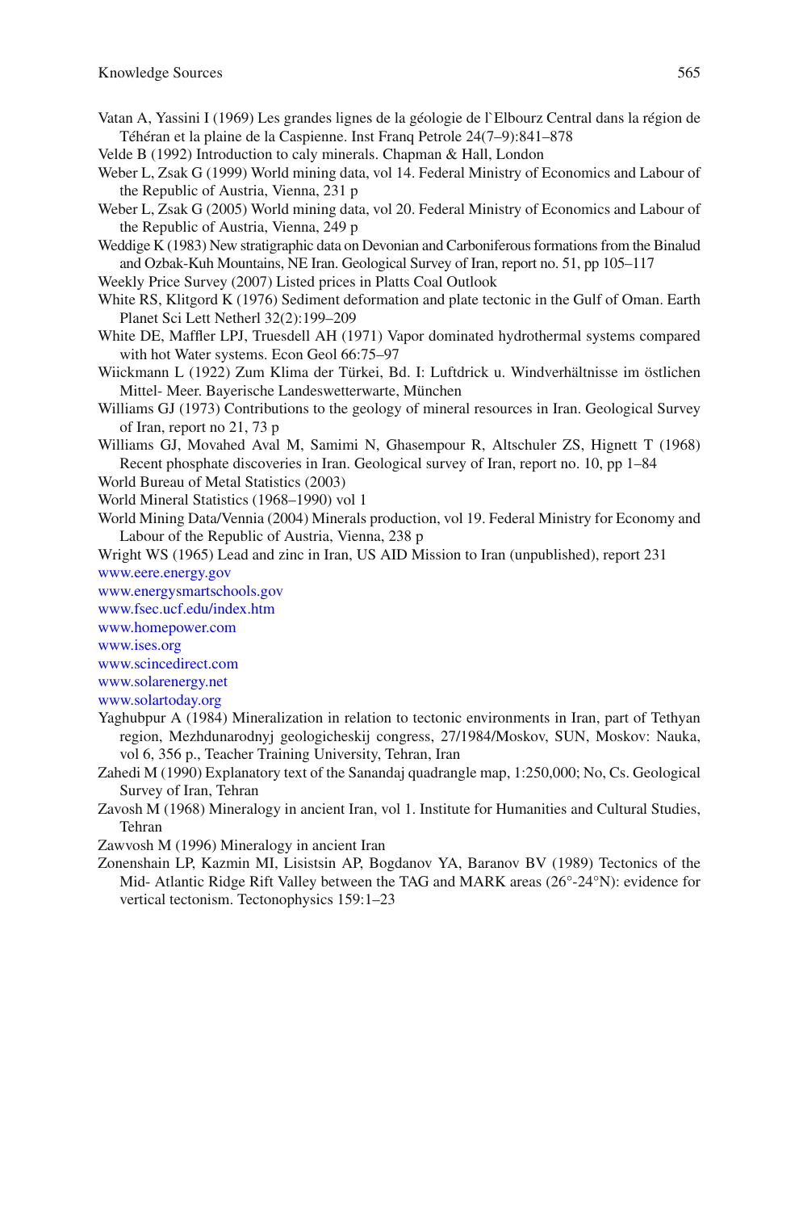Vatan A, Yassini I (1969) Les grandes lignes de la géologie de l`Elbourz Central dans la région de Téhéran et la plaine de la Caspienne. Inst Franq Petrole 24(7–9):841–878

Velde B (1992) Introduction to caly minerals. Chapman & Hall, London

Weber L, Zsak G (1999) World mining data, vol 14. Federal Ministry of Economics and Labour of the Republic of Austria, Vienna, 231 p

Weber L, Zsak G (2005) World mining data, vol 20. Federal Ministry of Economics and Labour of the Republic of Austria, Vienna, 249 p

Weddige K (1983) New stratigraphic data on Devonian and Carboniferous formations from the Binalud and Ozbak-Kuh Mountains, NE Iran. Geological Survey of Iran, report no. 51, pp 105–117

Weekly Price Survey (2007) Listed prices in Platts Coal Outlook

White RS, Klitgord K (1976) Sediment deformation and plate tectonic in the Gulf of Oman. Earth Planet Sci Lett Netherl 32(2):199–209

White DE, Maffler LPJ, Truesdell AH (1971) Vapor dominated hydrothermal systems compared with hot Water systems. Econ Geol 66:75–97

Wiickmann L (1922) Zum Klima der Türkei, Bd. I: Luftdrick u. Windverhältnisse im östlichen Mittel- Meer. Bayerische Landeswetterwarte, München

Williams GJ (1973) Contributions to the geology of mineral resources in Iran. Geological Survey of Iran, report no 21, 73 p

Williams GJ, Movahed Aval M, Samimi N, Ghasempour R, Altschuler ZS, Hignett T (1968) Recent phosphate discoveries in Iran. Geological survey of Iran, report no. 10, pp 1–84

World Bureau of Metal Statistics (2003)

World Mineral Statistics (1968–1990) vol 1

World Mining Data/Vennia (2004) Minerals production, vol 19. Federal Ministry for Economy and Labour of the Republic of Austria, Vienna, 238 p

Wright WS (1965) Lead and zinc in Iran, US AID Mission to Iran (unpublished), report 231

www.eere.energy.gov

www.energysmartschools.gov

www.fsec.ucf.edu/index.htm

www.homepower.com

www.ises.org

www.scincedirect.com

www.solarenergy.net

www.solartoday.org

Yaghubpur A (1984) Mineralization in relation to tectonic environments in Iran, part of Tethyan region, Mezhdunarodnyj geologicheskij congress, 27/1984/Moskov, SUN, Moskov: Nauka, vol 6, 356 p., Teacher Training University, Tehran, Iran

Zahedi M (1990) Explanatory text of the Sanandaj quadrangle map, 1:250,000; No, Cs. Geological Survey of Iran, Tehran

Zavosh M (1968) Mineralogy in ancient Iran, vol 1. Institute for Humanities and Cultural Studies, Tehran

Zawvosh M (1996) Mineralogy in ancient Iran

Zonenshain LP, Kazmin MI, Lisistsin AP, Bogdanov YA, Baranov BV (1989) Tectonics of the Mid- Atlantic Ridge Rift Valley between the TAG and MARK areas (26°-24°N): evidence for vertical tectonism. Tectonophysics 159:1–23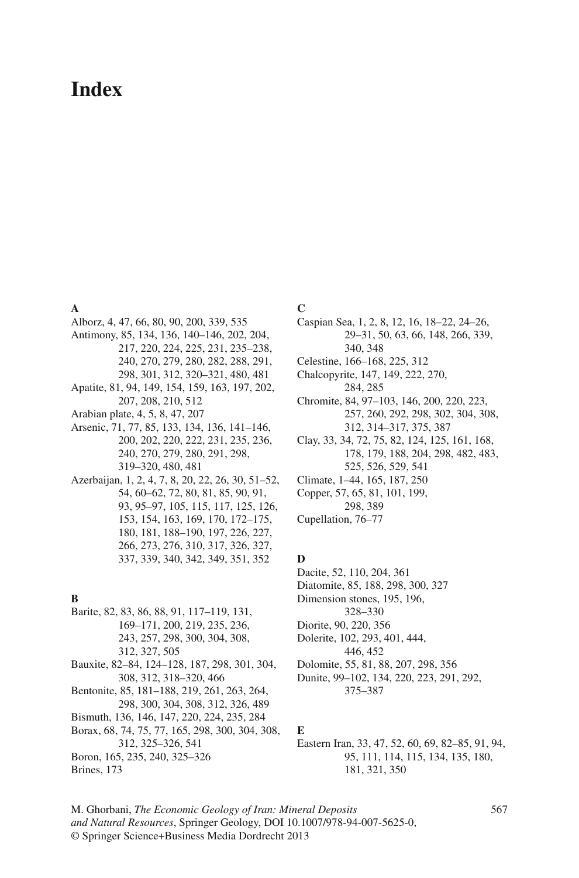# Index

**A**

Alborz, 4, 47, 66, 80, 90, 200, 339, 535
Antimony, 85, 134, 136, 140–146, 202, 204, 217, 220, 224, 225, 231, 235–238, 240, 270, 279, 280, 282, 288, 291, 298, 301, 312, 320–321, 480, 481
Apatite, 81, 94, 149, 154, 159, 163, 197, 202, 207, 208, 210, 512
Arabian plate, 4, 5, 8, 47, 207
Arsenic, 71, 77, 85, 133, 134, 136, 141–146, 200, 202, 220, 222, 231, 235, 236, 240, 270, 279, 280, 291, 298, 319–320, 480, 481
Azerbaijan, 1, 2, 4, 7, 8, 20, 22, 26, 30, 51–52, 54, 60–62, 72, 80, 81, 85, 90, 91, 93, 95–97, 105, 115, 117, 125, 126, 153, 154, 163, 169, 170, 172–175, 180, 181, 188–190, 197, 226, 227, 266, 273, 276, 310, 317, 326, 327, 337, 339, 340, 342, 349, 351, 352

**B**

Barite, 82, 83, 86, 88, 91, 117–119, 131, 169–171, 200, 219, 235, 236, 243, 257, 298, 300, 304, 308, 312, 327, 505
Bauxite, 82–84, 124–128, 187, 298, 301, 304, 308, 312, 318–320, 466
Bentonite, 85, 181–188, 219, 261, 263, 264, 298, 300, 304, 308, 312, 326, 489
Bismuth, 136, 146, 147, 220, 224, 235, 284
Borax, 68, 74, 75, 77, 165, 298, 300, 304, 308, 312, 325–326, 541
Boron, 165, 235, 240, 325–326
Brines, 173

**C**

Caspian Sea, 1, 2, 8, 12, 16, 18–22, 24–26, 29–31, 50, 63, 66, 148, 266, 339, 340, 348
Celestine, 166–168, 225, 312
Chalcopyrite, 147, 149, 222, 270, 284, 285
Chromite, 84, 97–103, 146, 200, 220, 223, 257, 260, 292, 298, 302, 304, 308, 312, 314–317, 375, 387
Clay, 33, 34, 72, 75, 82, 124, 125, 161, 168, 178, 179, 188, 204, 298, 482, 483, 525, 526, 529, 541
Climate, 1–44, 165, 187, 250
Copper, 57, 65, 81, 101, 199, 298, 389
Cupellation, 76–77

**D**

Dacite, 52, 110, 204, 361
Diatomite, 85, 188, 298, 300, 327
Dimension stones, 195, 196, 328–330
Diorite, 90, 220, 356
Dolerite, 102, 293, 401, 444, 446, 452
Dolomite, 55, 81, 88, 207, 298, 356
Dunite, 99–102, 134, 220, 223, 291, 292, 375–387

**E**

Eastern Iran, 33, 47, 52, 60, 69, 82–85, 91, 94, 95, 111, 114, 115, 134, 135, 180, 181, 321, 350

M. Ghorbani, *The Economic Geology of Iran: Mineral Deposits and Natural Resources*, Springer Geology, DOI 10.1007/978-94-007-5625-0, © Springer Science+Business Media Dordrecht 2013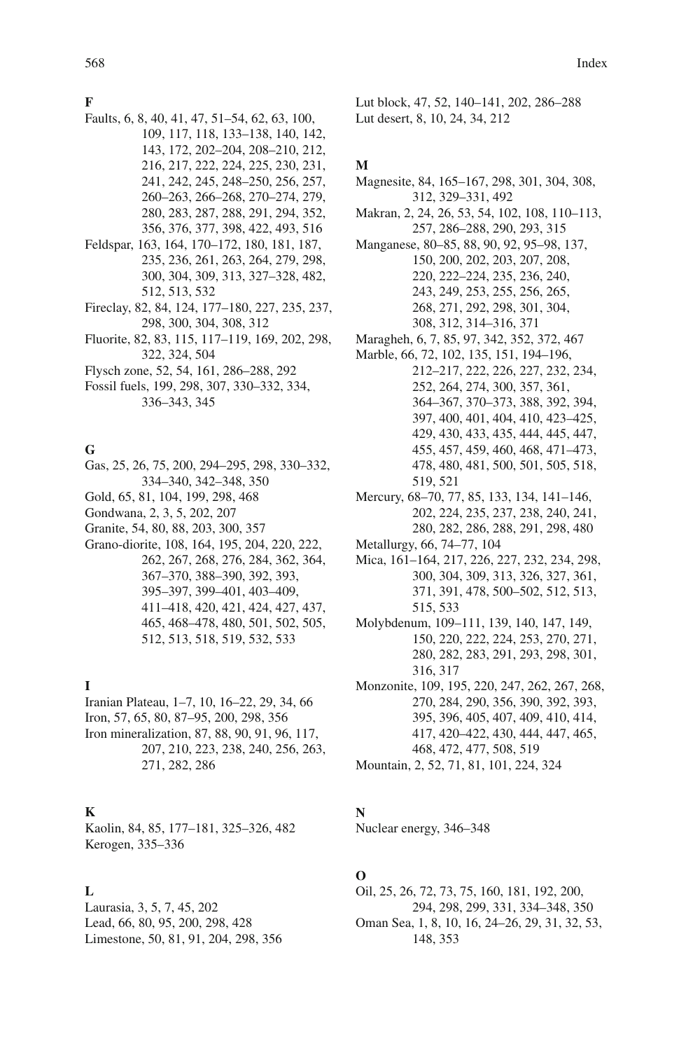## F

Faults, 6, 8, 40, 41, 47, 51–54, 62, 63, 100, 109, 117, 118, 133–138, 140, 142, 143, 172, 202–204, 208–210, 212, 216, 217, 222, 224, 225, 230, 231, 241, 242, 245, 248–250, 256, 257, 260–263, 266–268, 270–274, 279, 280, 283, 287, 288, 291, 294, 352, 356, 376, 377, 398, 422, 493, 516
Feldspar, 163, 164, 170–172, 180, 181, 187, 235, 236, 261, 263, 264, 279, 298, 300, 304, 309, 313, 327–328, 482, 512, 513, 532
Fireclay, 82, 84, 124, 177–180, 227, 235, 237, 298, 300, 304, 308, 312
Fluorite, 82, 83, 115, 117–119, 169, 202, 298, 322, 324, 504
Flysch zone, 52, 54, 161, 286–288, 292
Fossil fuels, 199, 298, 307, 330–332, 334, 336–343, 345

## G

Gas, 25, 26, 75, 200, 294–295, 298, 330–332, 334–340, 342–348, 350
Gold, 65, 81, 104, 199, 298, 468
Gondwana, 2, 3, 5, 202, 207
Granite, 54, 80, 88, 203, 300, 357
Grano-diorite, 108, 164, 195, 204, 220, 222, 262, 267, 268, 276, 284, 362, 364, 367–370, 388–390, 392, 393, 395–397, 399–401, 403–409, 411–418, 420, 421, 424, 427, 437, 465, 468–478, 480, 501, 502, 505, 512, 513, 518, 519, 532, 533

## I

Iranian Plateau, 1–7, 10, 16–22, 29, 34, 66
Iron, 57, 65, 80, 87–95, 200, 298, 356
Iron mineralization, 87, 88, 90, 91, 96, 117, 207, 210, 223, 238, 240, 256, 263, 271, 282, 286

## K

Kaolin, 84, 85, 177–181, 325–326, 482
Kerogen, 335–336

## L

Laurasia, 3, 5, 7, 45, 202
Lead, 66, 80, 95, 200, 298, 428
Limestone, 50, 81, 91, 204, 298, 356
Lut block, 47, 52, 140–141, 202, 286–288
Lut desert, 8, 10, 24, 34, 212

## M

Magnesite, 84, 165–167, 298, 301, 304, 308, 312, 329–331, 492
Makran, 2, 24, 26, 53, 54, 102, 108, 110–113, 257, 286–288, 290, 293, 315
Manganese, 80–85, 88, 90, 92, 95–98, 137, 150, 200, 202, 203, 207, 208, 220, 222–224, 235, 236, 240, 243, 249, 253, 255, 256, 265, 268, 271, 292, 298, 301, 304, 308, 312, 314–316, 371
Maragheh, 6, 7, 85, 97, 342, 352, 372, 467
Marble, 66, 72, 102, 135, 151, 194–196, 212–217, 222, 226, 227, 232, 234, 252, 264, 274, 300, 357, 361, 364–367, 370–373, 388, 392, 394, 397, 400, 401, 404, 410, 423–425, 429, 430, 433, 435, 444, 445, 447, 455, 457, 459, 460, 468, 471–473, 478, 480, 481, 500, 501, 505, 518, 519, 521
Mercury, 68–70, 77, 85, 133, 134, 141–146, 202, 224, 235, 237, 238, 240, 241, 280, 282, 286, 288, 291, 298, 480
Metallurgy, 66, 74–77, 104
Mica, 161–164, 217, 226, 227, 232, 234, 298, 300, 304, 309, 313, 326, 327, 361, 371, 391, 478, 500–502, 512, 513, 515, 533
Molybdenum, 109–111, 139, 140, 147, 149, 150, 220, 222, 224, 253, 270, 271, 280, 282, 283, 291, 293, 298, 301, 316, 317
Monzonite, 109, 195, 220, 247, 262, 267, 268, 270, 284, 290, 356, 390, 392, 393, 395, 396, 405, 407, 409, 410, 414, 417, 420–422, 430, 444, 447, 465, 468, 472, 477, 508, 519
Mountain, 2, 52, 71, 81, 101, 224, 324

## N

Nuclear energy, 346–348

## O

Oil, 25, 26, 72, 73, 75, 160, 181, 192, 200, 294, 298, 299, 331, 334–348, 350
Oman Sea, 1, 8, 10, 16, 24–26, 29, 31, 32, 53, 148, 353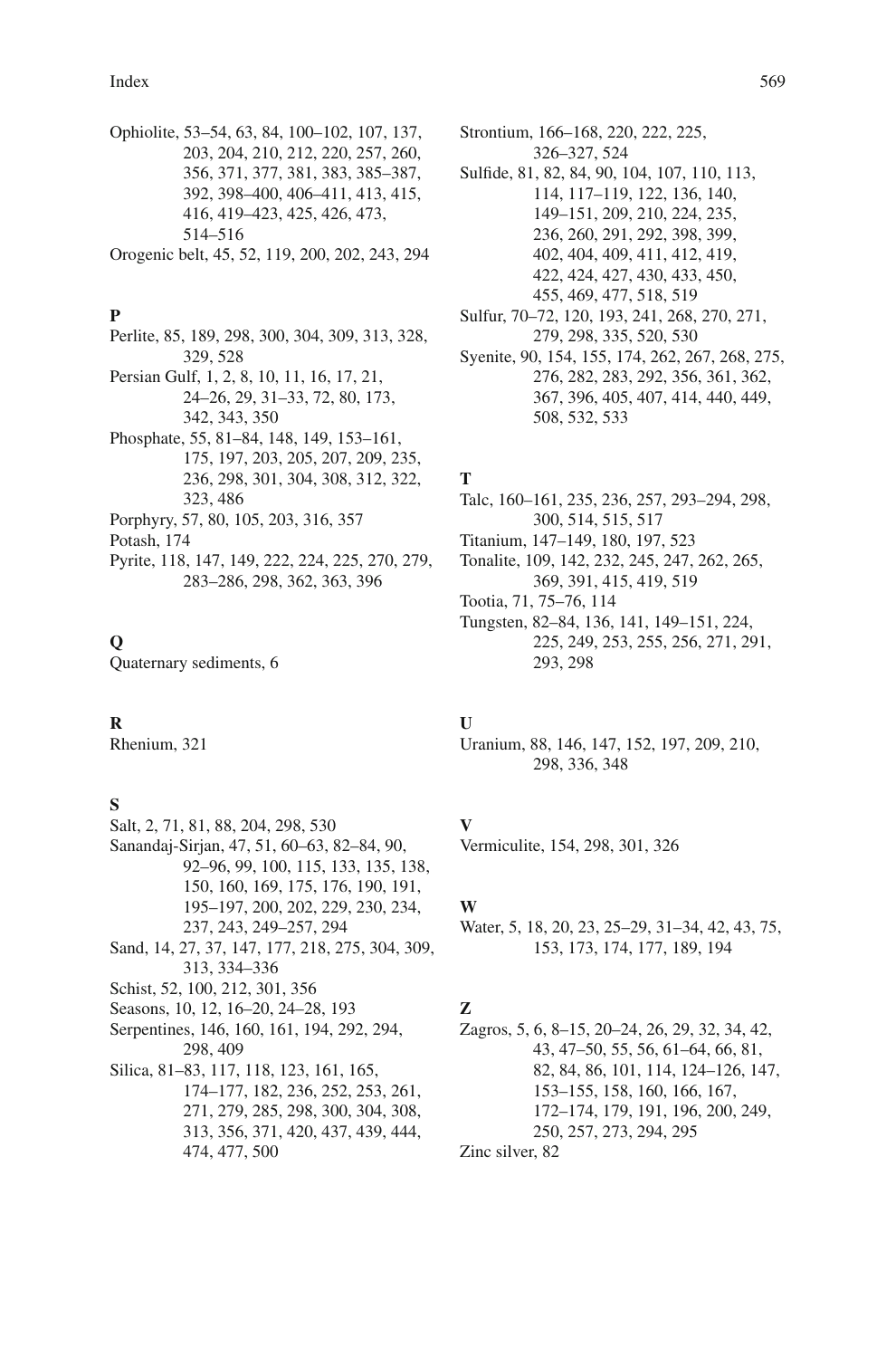Ophiolite, 53–54, 63, 84, 100–102, 107, 137, 203, 204, 210, 212, 220, 257, 260, 356, 371, 377, 381, 383, 385–387, 392, 398–400, 406–411, 413, 415, 416, 419–423, 425, 426, 473, 514–516

Orogenic belt, 45, 52, 119, 200, 202, 243, 294

**P**

Perlite, 85, 189, 298, 300, 304, 309, 313, 328, 329, 528

Persian Gulf, 1, 2, 8, 10, 11, 16, 17, 21, 24–26, 29, 31–33, 72, 80, 173, 342, 343, 350

Phosphate, 55, 81–84, 148, 149, 153–161, 175, 197, 203, 205, 207, 209, 235, 236, 298, 301, 304, 308, 312, 322, 323, 486

Porphyry, 57, 80, 105, 203, 316, 357

Potash, 174

Pyrite, 118, 147, 149, 222, 224, 225, 270, 279, 283–286, 298, 362, 363, 396

**Q**

Quaternary sediments, 6

**R**

Rhenium, 321

**S**

Salt, 2, 71, 81, 88, 204, 298, 530

Sanandaj-Sirjan, 47, 51, 60–63, 82–84, 90, 92–96, 99, 100, 115, 133, 135, 138, 150, 160, 169, 175, 176, 190, 191, 195–197, 200, 202, 229, 230, 234, 237, 243, 249–257, 294

Sand, 14, 27, 37, 147, 177, 218, 275, 304, 309, 313, 334–336

Schist, 52, 100, 212, 301, 356

Seasons, 10, 12, 16–20, 24–28, 193

Serpentines, 146, 160, 161, 194, 292, 294, 298, 409

Silica, 81–83, 117, 118, 123, 161, 165, 174–177, 182, 236, 252, 253, 261, 271, 279, 285, 298, 300, 304, 308, 313, 356, 371, 420, 437, 439, 444, 474, 477, 500

Strontium, 166–168, 220, 222, 225, 326–327, 524

Sulfide, 81, 82, 84, 90, 104, 107, 110, 113, 114, 117–119, 122, 136, 140, 149–151, 209, 210, 224, 235, 236, 260, 291, 292, 398, 399, 402, 404, 409, 411, 412, 419, 422, 424, 427, 430, 433, 450, 455, 469, 477, 518, 519

Sulfur, 70–72, 120, 193, 241, 268, 270, 271, 279, 298, 335, 520, 530

Syenite, 90, 154, 155, 174, 262, 267, 268, 275, 276, 282, 283, 292, 356, 361, 362, 367, 396, 405, 407, 414, 440, 449, 508, 532, 533

**T**

Talc, 160–161, 235, 236, 257, 293–294, 298, 300, 514, 515, 517

Titanium, 147–149, 180, 197, 523

Tonalite, 109, 142, 232, 245, 247, 262, 265, 369, 391, 415, 419, 519

Tootia, 71, 75–76, 114

Tungsten, 82–84, 136, 141, 149–151, 224, 225, 249, 253, 255, 256, 271, 291, 293, 298

**U**

Uranium, 88, 146, 147, 152, 197, 209, 210, 298, 336, 348

**V**

Vermiculite, 154, 298, 301, 326

**W**

Water, 5, 18, 20, 23, 25–29, 31–34, 42, 43, 75, 153, 173, 174, 177, 189, 194

**Z**

Zagros, 5, 6, 8–15, 20–24, 26, 29, 32, 34, 42, 43, 47–50, 55, 56, 61–64, 66, 81, 82, 84, 86, 101, 114, 124–126, 147, 153–155, 158, 160, 166, 167, 172–174, 179, 191, 196, 200, 249, 250, 257, 273, 294, 295

Zinc silver, 82